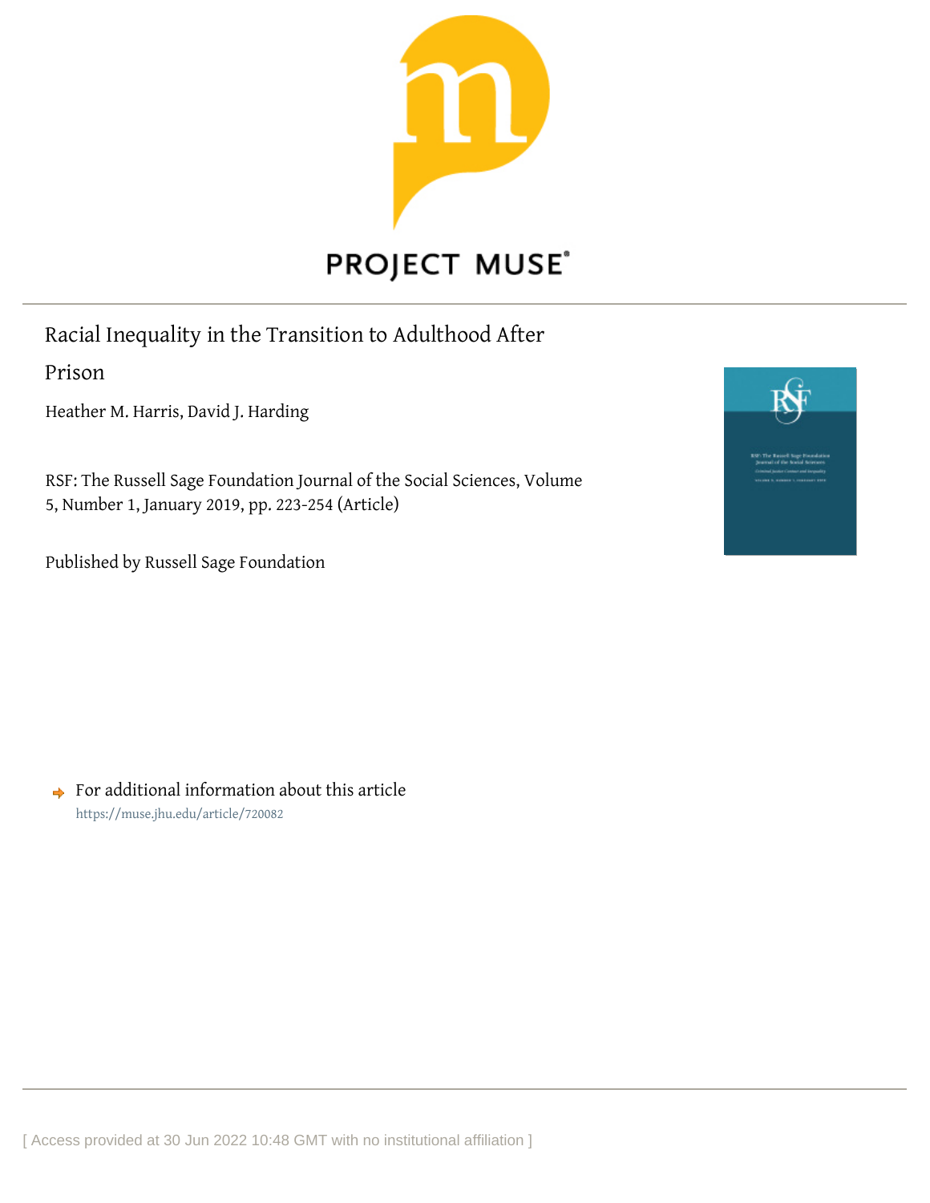PROJECT MUSE®

# Racial Inequality in the Transition to Adulthood After Prison

Heather M. Harris, David J. Harding

RSF: The Russell Sage Foundation Journal of the Social Sciences, Volume 5, Number 1, January 2019, pp. 223-254 (Article)

Published by Russell Sage Foundation

For additional information about this article

https://muse.jhu.edu/article/720082

[ Access provided at 30 Jun 2022 10:48 GMT with no institutional affiliation ]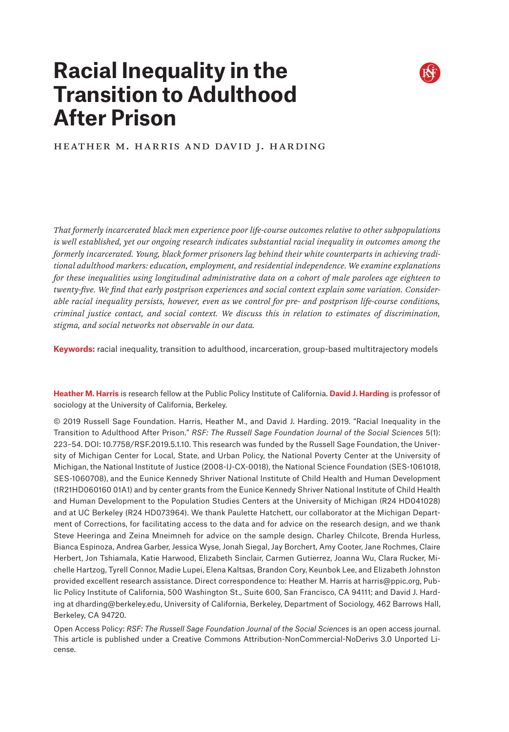# Racial Inequality in the Transition to Adulthood After Prison

Heather M. Harris and David J. Harding

*That formerly incarcerated black men experience poor life-course outcomes relative to other subpopulations is well established, yet our ongoing research indicates substantial racial inequality in outcomes among the formerly incarcerated. Young, black former prisoners lag behind their white counterparts in achieving traditional adulthood markers: education, employment, and residential independence. We examine explanations for these inequalities using longitudinal administrative data on a cohort of male parolees age eighteen to twenty-five. We find that early postprison experiences and social context explain some variation. Considerable racial inequality persists, however, even as we control for pre- and postprison life-course conditions, criminal justice contact, and social context. We discuss this in relation to estimates of discrimination, stigma, and social networks not observable in our data.*

**Keywords:** racial inequality, transition to adulthood, incarceration, group-based multitrajectory models

**Heather M. Harris** is research fellow at the Public Policy Institute of California. **David J. Harding** is professor of sociology at the University of California, Berkeley.

© 2019 Russell Sage Foundation. Harris, Heather M., and David J. Harding. 2019. "Racial Inequality in the Transition to Adulthood After Prison." *RSF: The Russell Sage Foundation Journal of the Social Sciences* 5(1): 223–54. DOI: 10.7758/RSF.2019.5.1.10. This research was funded by the Russell Sage Foundation, the University of Michigan Center for Local, State, and Urban Policy, the National Poverty Center at the University of Michigan, the National Institute of Justice (2008-IJ-CX-0018), the National Science Foundation (SES-1061018, SES-1060708), and the Eunice Kennedy Shriver National Institute of Child Health and Human Development (1R21HD060160 01A1) and by center grants from the Eunice Kennedy Shriver National Institute of Child Health and Human Development to the Population Studies Centers at the University of Michigan (R24 HD041028) and at UC Berkeley (R24 HD073964). We thank Paulette Hatchett, our collaborator at the Michigan Department of Corrections, for facilitating access to the data and for advice on the research design, and we thank Steve Heeringa and Zeina Mneimneh for advice on the sample design. Charley Chilcote, Brenda Hurless, Bianca Espinoza, Andrea Garber, Jessica Wyse, Jonah Siegal, Jay Borchert, Amy Cooter, Jane Rochmes, Claire Herbert, Jon Tshiamala, Katie Harwood, Elizabeth Sinclair, Carmen Gutierrez, Joanna Wu, Clara Rucker, Michelle Hartzog, Tyrell Connor, Madie Lupei, Elena Kaltsas, Brandon Cory, Keunbok Lee, and Elizabeth Johnston provided excellent research assistance. Direct correspondence to: Heather M. Harris at harris@ppic.org, Public Policy Institute of California, 500 Washington St., Suite 600, San Francisco, CA 94111; and David J. Harding at dharding@berkeley.edu, University of California, Berkeley, Department of Sociology, 462 Barrows Hall, Berkeley, CA 94720.

Open Access Policy: *RSF: The Russell Sage Foundation Journal of the Social Sciences* is an open access journal. This article is published under a Creative Commons Attribution-NonCommercial-NoDerivs 3.0 Unported License.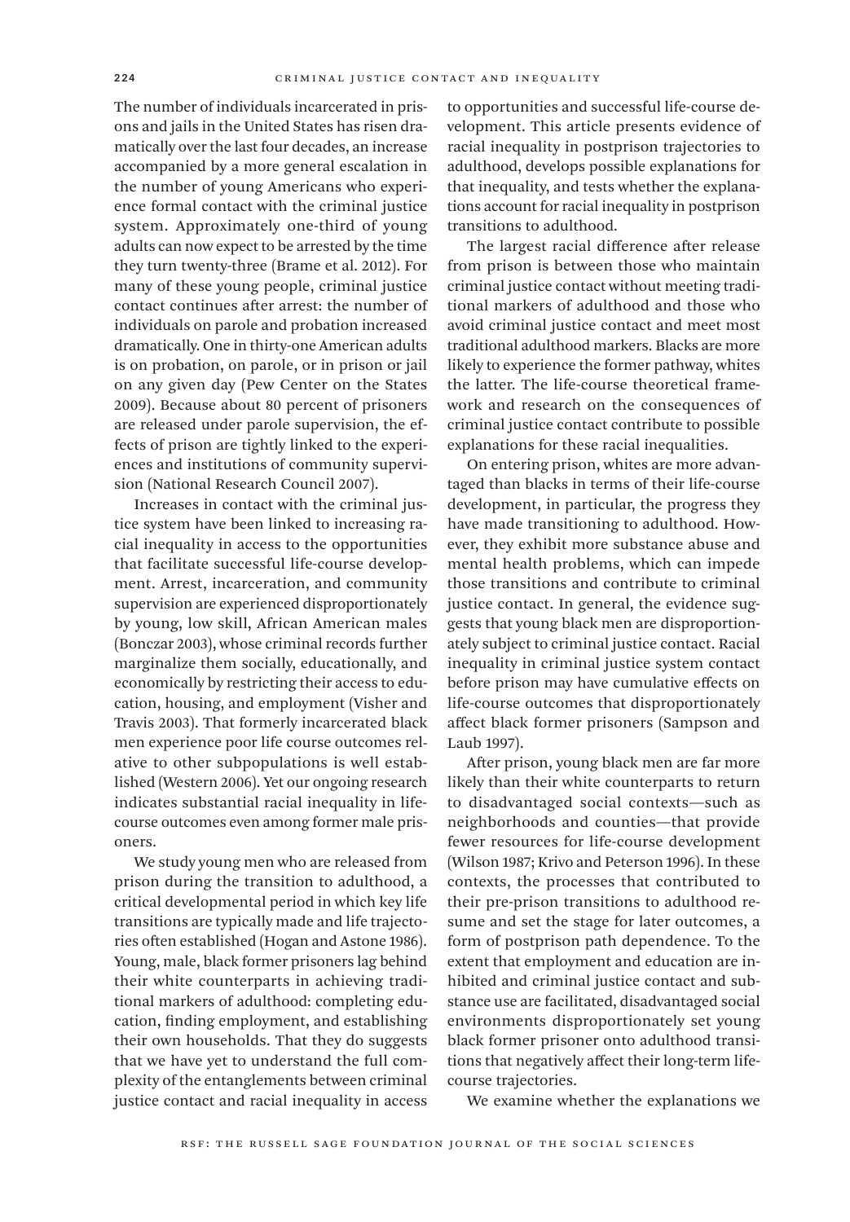The number of individuals incarcerated in prisons and jails in the United States has risen dramatically over the last four decades, an increase accompanied by a more general escalation in the number of young Americans who experience formal contact with the criminal justice system. Approximately one-third of young adults can now expect to be arrested by the time they turn twenty-three (Brame et al. 2012). For many of these young people, criminal justice contact continues after arrest: the number of individuals on parole and probation increased dramatically. One in thirty-one American adults is on probation, on parole, or in prison or jail on any given day (Pew Center on the States 2009). Because about 80 percent of prisoners are released under parole supervision, the effects of prison are tightly linked to the experiences and institutions of community supervision (National Research Council 2007).

Increases in contact with the criminal justice system have been linked to increasing racial inequality in access to the opportunities that facilitate successful life-course development. Arrest, incarceration, and community supervision are experienced disproportionately by young, low skill, African American males (Bonczar 2003), whose criminal records further marginalize them socially, educationally, and economically by restricting their access to education, housing, and employment (Visher and Travis 2003). That formerly incarcerated black men experience poor life course outcomes relative to other subpopulations is well established (Western 2006). Yet our ongoing research indicates substantial racial inequality in life-course outcomes even among former male prisoners.

We study young men who are released from prison during the transition to adulthood, a critical developmental period in which key life transitions are typically made and life trajectories often established (Hogan and Astone 1986). Young, male, black former prisoners lag behind their white counterparts in achieving traditional markers of adulthood: completing education, finding employment, and establishing their own households. That they do suggests that we have yet to understand the full complexity of the entanglements between criminal justice contact and racial inequality in access to opportunities and successful life-course development. This article presents evidence of racial inequality in postprison trajectories to adulthood, develops possible explanations for that inequality, and tests whether the explanations account for racial inequality in postprison transitions to adulthood.

The largest racial difference after release from prison is between those who maintain criminal justice contact without meeting traditional markers of adulthood and those who avoid criminal justice contact and meet most traditional adulthood markers. Blacks are more likely to experience the former pathway, whites the latter. The life-course theoretical framework and research on the consequences of criminal justice contact contribute to possible explanations for these racial inequalities.

On entering prison, whites are more advantaged than blacks in terms of their life-course development, in particular, the progress they have made transitioning to adulthood. However, they exhibit more substance abuse and mental health problems, which can impede those transitions and contribute to criminal justice contact. In general, the evidence suggests that young black men are disproportionately subject to criminal justice contact. Racial inequality in criminal justice system contact before prison may have cumulative effects on life-course outcomes that disproportionately affect black former prisoners (Sampson and Laub 1997).

After prison, young black men are far more likely than their white counterparts to return to disadvantaged social contexts—such as neighborhoods and counties—that provide fewer resources for life-course development (Wilson 1987; Krivo and Peterson 1996). In these contexts, the processes that contributed to their pre-prison transitions to adulthood resume and set the stage for later outcomes, a form of postprison path dependence. To the extent that employment and education are inhibited and criminal justice contact and substance use are facilitated, disadvantaged social environments disproportionately set young black former prisoner onto adulthood transitions that negatively affect their long-term life-course trajectories.

We examine whether the explanations we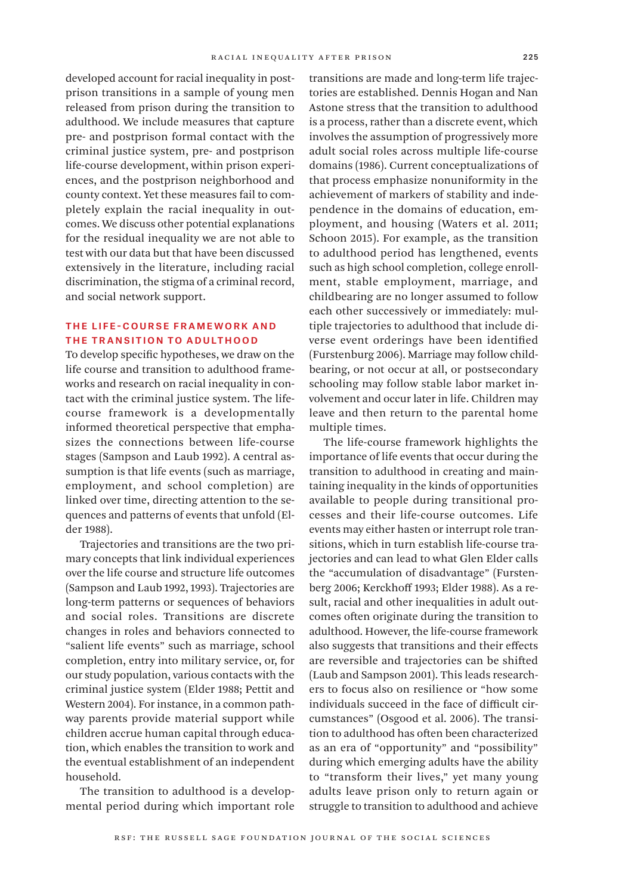developed account for racial inequality in postprison transitions in a sample of young men released from prison during the transition to adulthood. We include measures that capture pre- and postprison formal contact with the criminal justice system, pre- and postprison life-course development, within prison experiences, and the postprison neighborhood and county context. Yet these measures fail to completely explain the racial inequality in outcomes. We discuss other potential explanations for the residual inequality we are not able to test with our data but that have been discussed extensively in the literature, including racial discrimination, the stigma of a criminal record, and social network support.

## THE LIFE-COURSE FRAMEWORK AND THE TRANSITION TO ADULTHOOD

To develop specific hypotheses, we draw on the life course and transition to adulthood frameworks and research on racial inequality in contact with the criminal justice system. The life-course framework is a developmentally informed theoretical perspective that emphasizes the connections between life-course stages (Sampson and Laub 1992). A central assumption is that life events (such as marriage, employment, and school completion) are linked over time, directing attention to the sequences and patterns of events that unfold (Elder 1988).

Trajectories and transitions are the two primary concepts that link individual experiences over the life course and structure life outcomes (Sampson and Laub 1992, 1993). Trajectories are long-term patterns or sequences of behaviors and social roles. Transitions are discrete changes in roles and behaviors connected to "salient life events" such as marriage, school completion, entry into military service, or, for our study population, various contacts with the criminal justice system (Elder 1988; Pettit and Western 2004). For instance, in a common pathway parents provide material support while children accrue human capital through education, which enables the transition to work and the eventual establishment of an independent household.

The transition to adulthood is a developmental period during which important role transitions are made and long-term life trajectories are established. Dennis Hogan and Nan Astone stress that the transition to adulthood is a process, rather than a discrete event, which involves the assumption of progressively more adult social roles across multiple life-course domains (1986). Current conceptualizations of that process emphasize nonuniformity in the achievement of markers of stability and independence in the domains of education, employment, and housing (Waters et al. 2011; Schoon 2015). For example, as the transition to adulthood period has lengthened, events such as high school completion, college enrollment, stable employment, marriage, and childbearing are no longer assumed to follow each other successively or immediately: multiple trajectories to adulthood that include diverse event orderings have been identified (Furstenburg 2006). Marriage may follow childbearing, or not occur at all, or postsecondary schooling may follow stable labor market involvement and occur later in life. Children may leave and then return to the parental home multiple times.

The life-course framework highlights the importance of life events that occur during the transition to adulthood in creating and maintaining inequality in the kinds of opportunities available to people during transitional processes and their life-course outcomes. Life events may either hasten or interrupt role transitions, which in turn establish life-course trajectories and can lead to what Glen Elder calls the "accumulation of disadvantage" (Furstenberg 2006; Kerckhoff 1993; Elder 1988). As a result, racial and other inequalities in adult outcomes often originate during the transition to adulthood. However, the life-course framework also suggests that transitions and their effects are reversible and trajectories can be shifted (Laub and Sampson 2001). This leads researchers to focus also on resilience or "how some individuals succeed in the face of difficult circumstances" (Osgood et al. 2006). The transition to adulthood has often been characterized as an era of "opportunity" and "possibility" during which emerging adults have the ability to "transform their lives," yet many young adults leave prison only to return again or struggle to transition to adulthood and achieve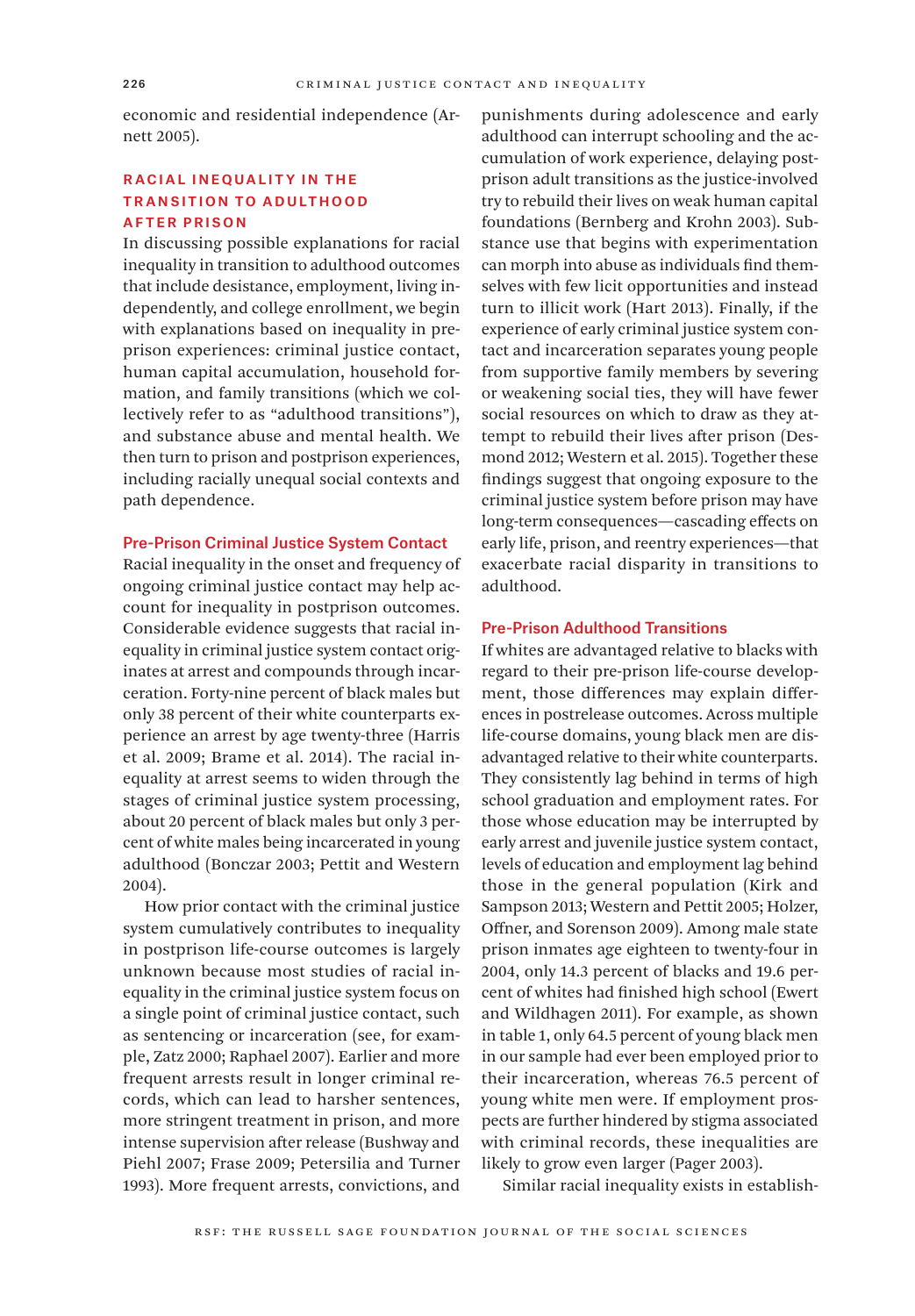economic and residential independence (Arnett 2005).

## Racial Inequality in the Transition to Adulthood After Prison

In discussing possible explanations for racial inequality in transition to adulthood outcomes that include desistance, employment, living independently, and college enrollment, we begin with explanations based on inequality in pre-prison experiences: criminal justice contact, human capital accumulation, household formation, and family transitions (which we collectively refer to as "adulthood transitions"), and substance abuse and mental health. We then turn to prison and postprison experiences, including racially unequal social contexts and path dependence.

### Pre-Prison Criminal Justice System Contact

Racial inequality in the onset and frequency of ongoing criminal justice contact may help account for inequality in postprison outcomes. Considerable evidence suggests that racial inequality in criminal justice system contact originates at arrest and compounds through incarceration. Forty-nine percent of black males but only 38 percent of their white counterparts experience an arrest by age twenty-three (Harris et al. 2009; Brame et al. 2014). The racial inequality at arrest seems to widen through the stages of criminal justice system processing, about 20 percent of black males but only 3 percent of white males being incarcerated in young adulthood (Bonczar 2003; Pettit and Western 2004).

How prior contact with the criminal justice system cumulatively contributes to inequality in postprison life-course outcomes is largely unknown because most studies of racial inequality in the criminal justice system focus on a single point of criminal justice contact, such as sentencing or incarceration (see, for example, Zatz 2000; Raphael 2007). Earlier and more frequent arrests result in longer criminal records, which can lead to harsher sentences, more stringent treatment in prison, and more intense supervision after release (Bushway and Piehl 2007; Frase 2009; Petersilia and Turner 1993). More frequent arrests, convictions, and punishments during adolescence and early adulthood can interrupt schooling and the accumulation of work experience, delaying postprison adult transitions as the justice-involved try to rebuild their lives on weak human capital foundations (Bernberg and Krohn 2003). Substance use that begins with experimentation can morph into abuse as individuals find themselves with few licit opportunities and instead turn to illicit work (Hart 2013). Finally, if the experience of early criminal justice system contact and incarceration separates young people from supportive family members by severing or weakening social ties, they will have fewer social resources on which to draw as they attempt to rebuild their lives after prison (Desmond 2012; Western et al. 2015). Together these findings suggest that ongoing exposure to the criminal justice system before prison may have long-term consequences—cascading effects on early life, prison, and reentry experiences—that exacerbate racial disparity in transitions to adulthood.

### Pre-Prison Adulthood Transitions

If whites are advantaged relative to blacks with regard to their pre-prison life-course development, those differences may explain differences in postrelease outcomes. Across multiple life-course domains, young black men are disadvantaged relative to their white counterparts. They consistently lag behind in terms of high school graduation and employment rates. For those whose education may be interrupted by early arrest and juvenile justice system contact, levels of education and employment lag behind those in the general population (Kirk and Sampson 2013; Western and Pettit 2005; Holzer, Offner, and Sorenson 2009). Among male state prison inmates age eighteen to twenty-four in 2004, only 14.3 percent of blacks and 19.6 percent of whites had finished high school (Ewert and Wildhagen 2011). For example, as shown in table 1, only 64.5 percent of young black men in our sample had ever been employed prior to their incarceration, whereas 76.5 percent of young white men were. If employment prospects are further hindered by stigma associated with criminal records, these inequalities are likely to grow even larger (Pager 2003).

Similar racial inequality exists in establish-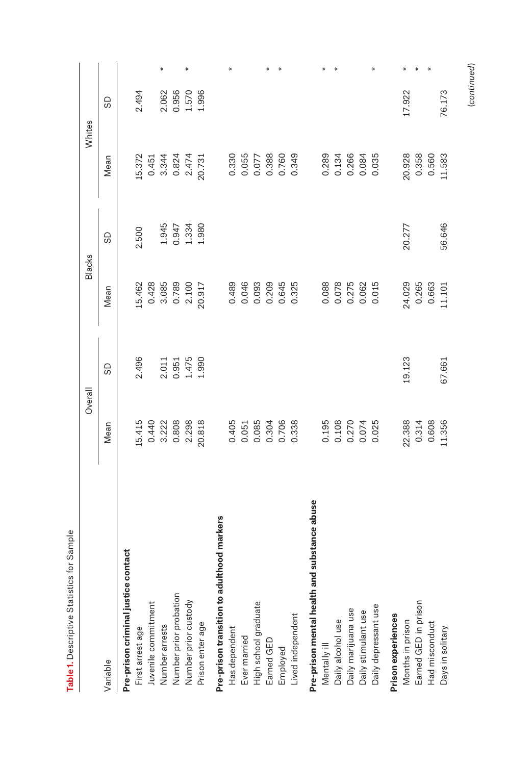**Table 1.** Descriptive Statistics for Sample

| Variable | Overall | | Blacks | | Whites | | |
|---|---|---|---|---|---|---|---|
| | Mean | SD | Mean | SD | Mean | SD | |
| **Pre-prison criminal justice contact** | | | | | | | |
| First arrest age | 15.415 | 2.496 | 15.462 | 2.500 | 15.372 | 2.494 | |
| Juvenile commitment | 0.440 | | 0.428 | | 0.451 | | |
| Number arrests | 3.222 | 2.011 | 3.085 | 1.945 | 3.344 | 2.062 | * |
| Number prior probation | 0.808 | 0.951 | 0.789 | 0.947 | 0.824 | 0.956 | |
| Number prior custody | 2.298 | 1.475 | 2.100 | 1.334 | 2.474 | 1.570 | * |
| Prison enter age | 20.818 | 1.990 | 20.917 | 1.980 | 20.731 | 1.996 | |
| **Pre-prison transition to adulthood markers** | | | | | | | |
| Has dependent | 0.405 | | 0.489 | | 0.330 | | * |
| Ever married | 0.051 | | 0.046 | | 0.055 | | |
| High school graduate | 0.085 | | 0.093 | | 0.077 | | |
| Earned GED | 0.304 | | 0.209 | | 0.388 | | * |
| Employed | 0.706 | | 0.645 | | 0.760 | | * |
| Lived independent | 0.338 | | 0.325 | | 0.349 | | |
| **Pre-prison mental health and substance abuse** | | | | | | | |
| Mentally ill | 0.195 | | 0.088 | | 0.289 | | * |
| Daily alcohol use | 0.108 | | 0.078 | | 0.134 | | * |
| Daily marijuana use | 0.270 | | 0.275 | | 0.266 | | |
| Daily stimulant use | 0.074 | | 0.062 | | 0.084 | | |
| Daily depressant use | 0.025 | | 0.015 | | 0.035 | | * |
| **Prison experiences** | | | | | | | |
| Months in prison | 22.388 | 19.123 | 24.029 | 20.277 | 20.928 | 17.922 | * |
| Earned GED in prison | 0.314 | | 0.265 | | 0.358 | | * |
| Had misconduct | 0.608 | | 0.663 | | 0.560 | | * |
| Days in solitary | 11.356 | 67.661 | 11.101 | 56.646 | 11.583 | 76.173 | |

(continued)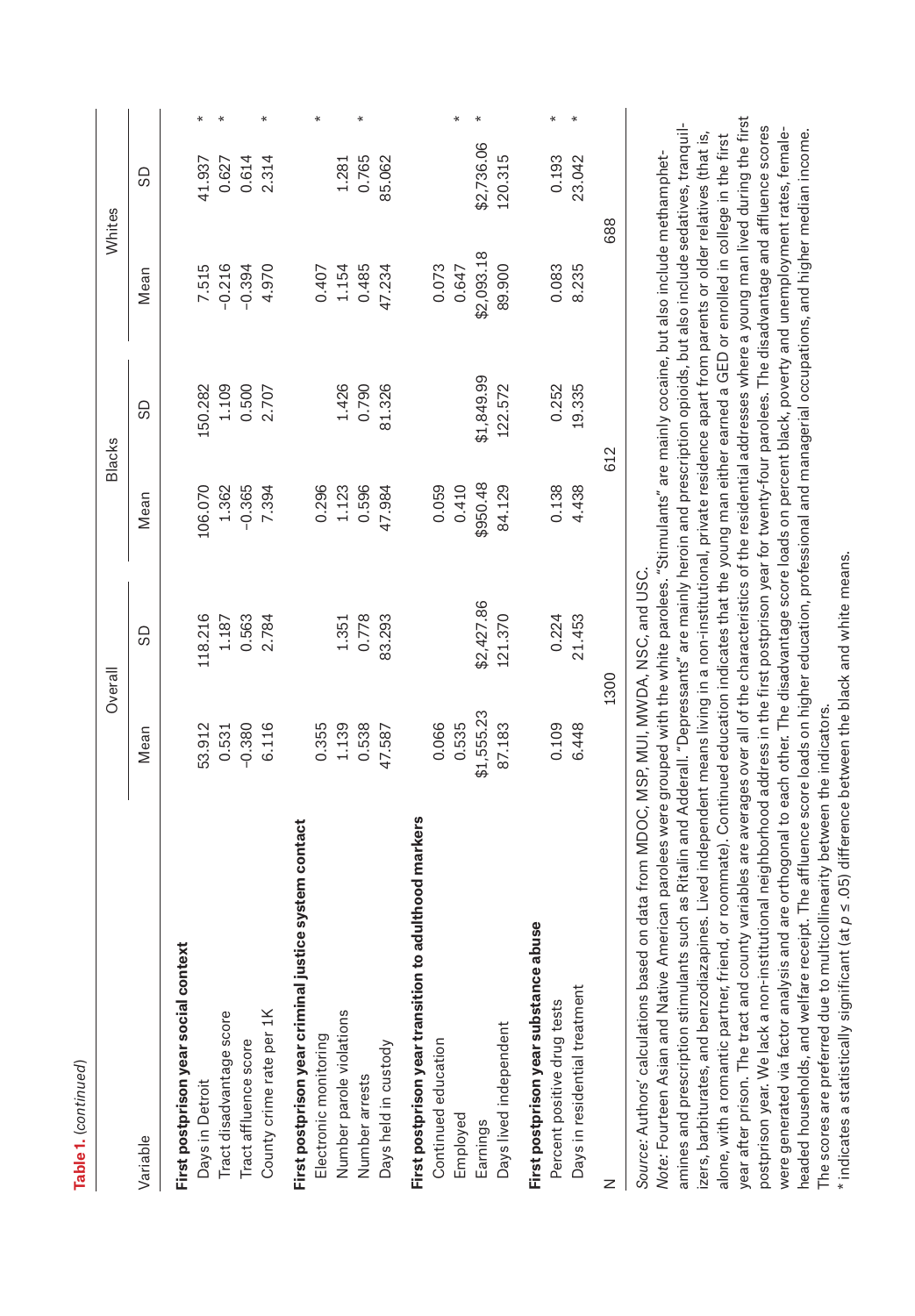**Table 1.** *(continued)*

| Variable | Overall | | Blacks | | Whites | | |
|---|---|---|---|---|---|---|---|
| | Mean | SD | Mean | SD | Mean | SD | |
| **First postprison year social context** | | | | | | | |
| Days in Detroit | 53.912 | 118.216 | 106.070 | 150.282 | 7.515 | 41.937 | * |
| Tract disadvantage score | 0.531 | 1.187 | 1.362 | 1.109 | −0.216 | 0.627 | * |
| Tract affluence score | −0.380 | 0.563 | −0.365 | 0.500 | −0.394 | 0.614 | |
| County crime rate per 1K | 6.116 | 2.784 | 7.394 | 2.707 | 4.970 | 2.314 | * |
| **First postprison year criminal justice system contact** | | | | | | | |
| Electronic monitoring | 0.355 | | 0.296 | | 0.407 | | * |
| Number parole violations | 1.139 | 1.351 | 1.123 | 1.426 | 1.154 | 1.281 | |
| Number arrests | 0.538 | 0.778 | 0.596 | 0.790 | 0.485 | 0.765 | * |
| Days held in custody | 47.587 | 83.293 | 47.984 | 81.326 | 47.234 | 85.062 | |
| **First postprison year transition to adulthood markers** | | | | | | | |
| Continued education | 0.066 | | 0.059 | | 0.073 | | |
| Employed | 0.535 | | 0.410 | | 0.647 | | * |
| Earnings | $1,555.23 | $2,427.86 | $950.48 | $1,849.99 | $2,093.18 | $2,736.06 | * |
| Days lived independent | 87.183 | 121.370 | 84.129 | 122.572 | 89.900 | 120.315 | |
| **First postprison year substance abuse** | | | | | | | |
| Percent positive drug tests | 0.109 | 0.224 | 0.138 | 0.252 | 0.083 | 0.193 | * |
| Days in residential treatment | 6.448 | 21.453 | 4.438 | 19.335 | 8.235 | 23.042 | * |
| N | 1300 | | 612 | | 688 | | |

*Source:* Authors' calculations based on data from MDOC, MSP, MUI, MWDA, NSC, and USC.

*Note:* Fourteen Asian and Native American parolees were grouped with the white parolees. "Stimulants" are mainly cocaine, but also include methamphetamines and prescription stimulants such as Ritalin and Adderall. "Depressants" are mainly heroin and prescription opioids, but also include sedatives, tranquilizers, barbiturates, and benzodiazapines. Lived independent means living in a non-institutional, private residence apart from parents or older relatives (that is, alone, with a romantic partner, friend, or roommate). Continued education indicates that the young man either earned a GED or enrolled in college in the first year after prison. The tract and county variables are averages over all of the characteristics of the residential addresses where a young man lived during the first postprison year. We lack a non-institutional neighborhood address in the first postprison year for twenty-four parolees. The disadvantage and affluence scores were generated via factor analysis and are orthogonal to each other. The disadvantage score loads on percent black, poverty and unemployment rates, female-headed households, and welfare receipt. The affluence score loads on higher education, professional and managerial occupations, and higher median income. The scores are preferred due to multicollinearity between the indicators.

* indicates a statistically significant (at $p \leq .05$) difference between the black and white means.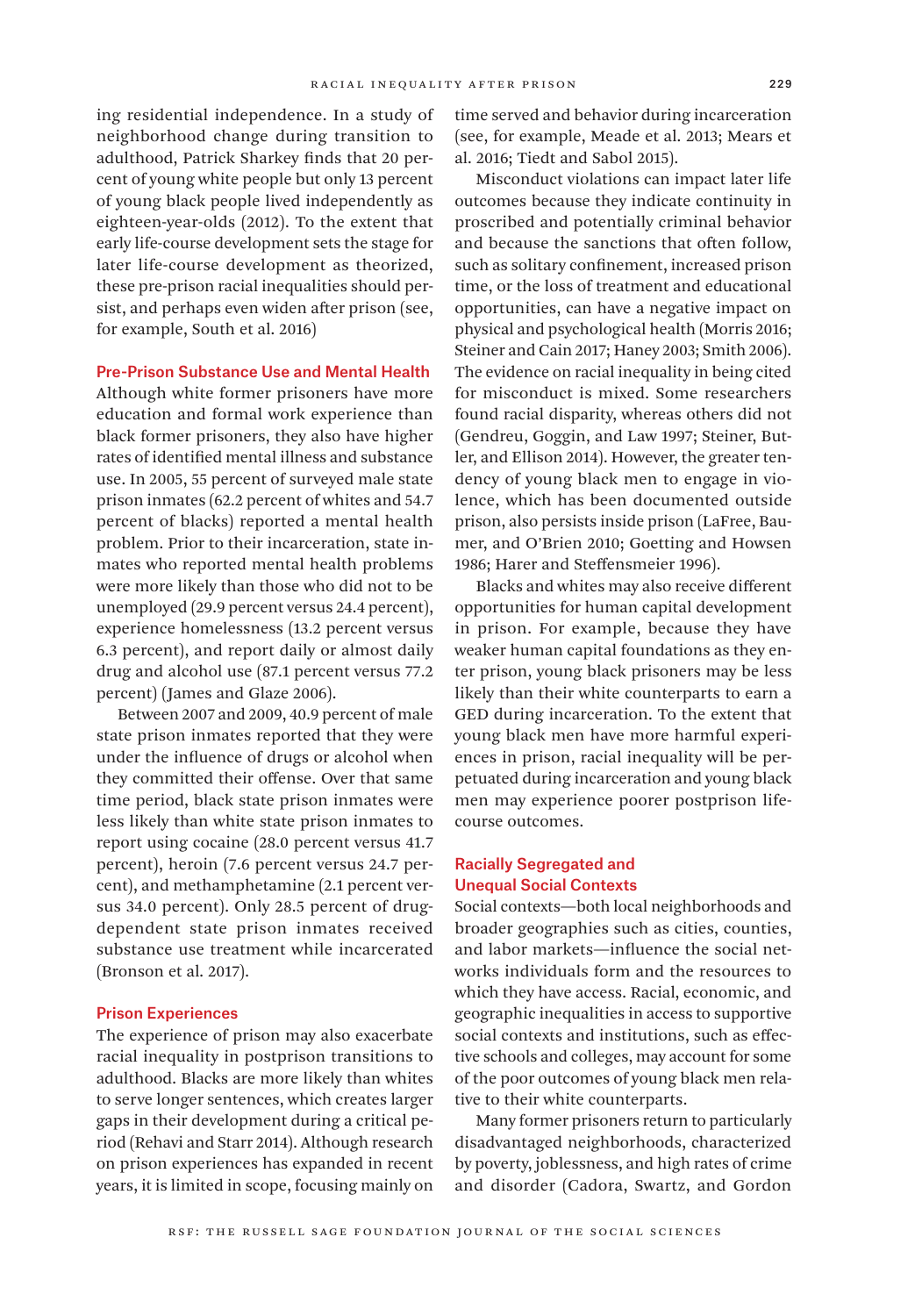ing residential independence. In a study of neighborhood change during transition to adulthood, Patrick Sharkey finds that 20 percent of young white people but only 13 percent of young black people lived independently as eighteen-year-olds (2012). To the extent that early life-course development sets the stage for later life-course development as theorized, these pre-prison racial inequalities should persist, and perhaps even widen after prison (see, for example, South et al. 2016)

### Pre-Prison Substance Use and Mental Health

Although white former prisoners have more education and formal work experience than black former prisoners, they also have higher rates of identified mental illness and substance use. In 2005, 55 percent of surveyed male state prison inmates (62.2 percent of whites and 54.7 percent of blacks) reported a mental health problem. Prior to their incarceration, state inmates who reported mental health problems were more likely than those who did not to be unemployed (29.9 percent versus 24.4 percent), experience homelessness (13.2 percent versus 6.3 percent), and report daily or almost daily drug and alcohol use (87.1 percent versus 77.2 percent) (James and Glaze 2006).

Between 2007 and 2009, 40.9 percent of male state prison inmates reported that they were under the influence of drugs or alcohol when they committed their offense. Over that same time period, black state prison inmates were less likely than white state prison inmates to report using cocaine (28.0 percent versus 41.7 percent), heroin (7.6 percent versus 24.7 percent), and methamphetamine (2.1 percent versus 34.0 percent). Only 28.5 percent of drug-dependent state prison inmates received substance use treatment while incarcerated (Bronson et al. 2017).

### Prison Experiences

The experience of prison may also exacerbate racial inequality in postprison transitions to adulthood. Blacks are more likely than whites to serve longer sentences, which creates larger gaps in their development during a critical period (Rehavi and Starr 2014). Although research on prison experiences has expanded in recent years, it is limited in scope, focusing mainly on time served and behavior during incarceration (see, for example, Meade et al. 2013; Mears et al. 2016; Tiedt and Sabol 2015).

Misconduct violations can impact later life outcomes because they indicate continuity in proscribed and potentially criminal behavior and because the sanctions that often follow, such as solitary confinement, increased prison time, or the loss of treatment and educational opportunities, can have a negative impact on physical and psychological health (Morris 2016; Steiner and Cain 2017; Haney 2003; Smith 2006). The evidence on racial inequality in being cited for misconduct is mixed. Some researchers found racial disparity, whereas others did not (Gendreu, Goggin, and Law 1997; Steiner, Butler, and Ellison 2014). However, the greater tendency of young black men to engage in violence, which has been documented outside prison, also persists inside prison (LaFree, Baumer, and O'Brien 2010; Goetting and Howsen 1986; Harer and Steffensmeier 1996).

Blacks and whites may also receive different opportunities for human capital development in prison. For example, because they have weaker human capital foundations as they enter prison, young black prisoners may be less likely than their white counterparts to earn a GED during incarceration. To the extent that young black men have more harmful experiences in prison, racial inequality will be perpetuated during incarceration and young black men may experience poorer postprison life-course outcomes.

### Racially Segregated and Unequal Social Contexts

Social contexts—both local neighborhoods and broader geographies such as cities, counties, and labor markets—influence the social networks individuals form and the resources to which they have access. Racial, economic, and geographic inequalities in access to supportive social contexts and institutions, such as effective schools and colleges, may account for some of the poor outcomes of young black men relative to their white counterparts.

Many former prisoners return to particularly disadvantaged neighborhoods, characterized by poverty, joblessness, and high rates of crime and disorder (Cadora, Swartz, and Gordon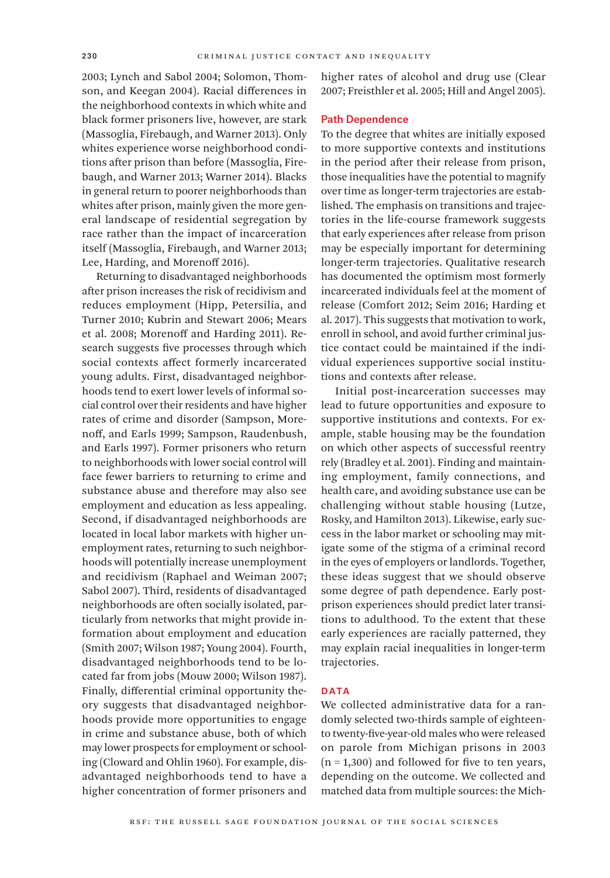2003; Lynch and Sabol 2004; Solomon, Thomson, and Keegan 2004). Racial differences in the neighborhood contexts in which white and black former prisoners live, however, are stark (Massoglia, Firebaugh, and Warner 2013). Only whites experience worse neighborhood conditions after prison than before (Massoglia, Firebaugh, and Warner 2013; Warner 2014). Blacks in general return to poorer neighborhoods than whites after prison, mainly given the more general landscape of residential segregation by race rather than the impact of incarceration itself (Massoglia, Firebaugh, and Warner 2013; Lee, Harding, and Morenoff 2016).

Returning to disadvantaged neighborhoods after prison increases the risk of recidivism and reduces employment (Hipp, Petersilia, and Turner 2010; Kubrin and Stewart 2006; Mears et al. 2008; Morenoff and Harding 2011). Research suggests five processes through which social contexts affect formerly incarcerated young adults. First, disadvantaged neighborhoods tend to exert lower levels of informal social control over their residents and have higher rates of crime and disorder (Sampson, Morenoff, and Earls 1999; Sampson, Raudenbush, and Earls 1997). Former prisoners who return to neighborhoods with lower social control will face fewer barriers to returning to crime and substance abuse and therefore may also see employment and education as less appealing. Second, if disadvantaged neighborhoods are located in local labor markets with higher unemployment rates, returning to such neighborhoods will potentially increase unemployment and recidivism (Raphael and Weiman 2007; Sabol 2007). Third, residents of disadvantaged neighborhoods are often socially isolated, particularly from networks that might provide information about employment and education (Smith 2007; Wilson 1987; Young 2004). Fourth, disadvantaged neighborhoods tend to be located far from jobs (Mouw 2000; Wilson 1987). Finally, differential criminal opportunity theory suggests that disadvantaged neighborhoods provide more opportunities to engage in crime and substance abuse, both of which may lower prospects for employment or schooling (Cloward and Ohlin 1960). For example, disadvantaged neighborhoods tend to have a higher concentration of former prisoners and higher rates of alcohol and drug use (Clear 2007; Freisthler et al. 2005; Hill and Angel 2005).

### Path Dependence

To the degree that whites are initially exposed to more supportive contexts and institutions in the period after their release from prison, those inequalities have the potential to magnify over time as longer-term trajectories are established. The emphasis on transitions and trajectories in the life-course framework suggests that early experiences after release from prison may be especially important for determining longer-term trajectories. Qualitative research has documented the optimism most formerly incarcerated individuals feel at the moment of release (Comfort 2012; Seim 2016; Harding et al. 2017). This suggests that motivation to work, enroll in school, and avoid further criminal justice contact could be maintained if the individual experiences supportive social institutions and contexts after release.

Initial post-incarceration successes may lead to future opportunities and exposure to supportive institutions and contexts. For example, stable housing may be the foundation on which other aspects of successful reentry rely (Bradley et al. 2001). Finding and maintaining employment, family connections, and health care, and avoiding substance use can be challenging without stable housing (Lutze, Rosky, and Hamilton 2013). Likewise, early success in the labor market or schooling may mitigate some of the stigma of a criminal record in the eyes of employers or landlords. Together, these ideas suggest that we should observe some degree of path dependence. Early post-prison experiences should predict later transitions to adulthood. To the extent that these early experiences are racially patterned, they may explain racial inequalities in longer-term trajectories.

## DATA

We collected administrative data for a randomly selected two-thirds sample of eighteen- to twenty-five-year-old males who were released on parole from Michigan prisons in 2003 (n = 1,300) and followed for five to ten years, depending on the outcome. We collected and matched data from multiple sources: the Mich-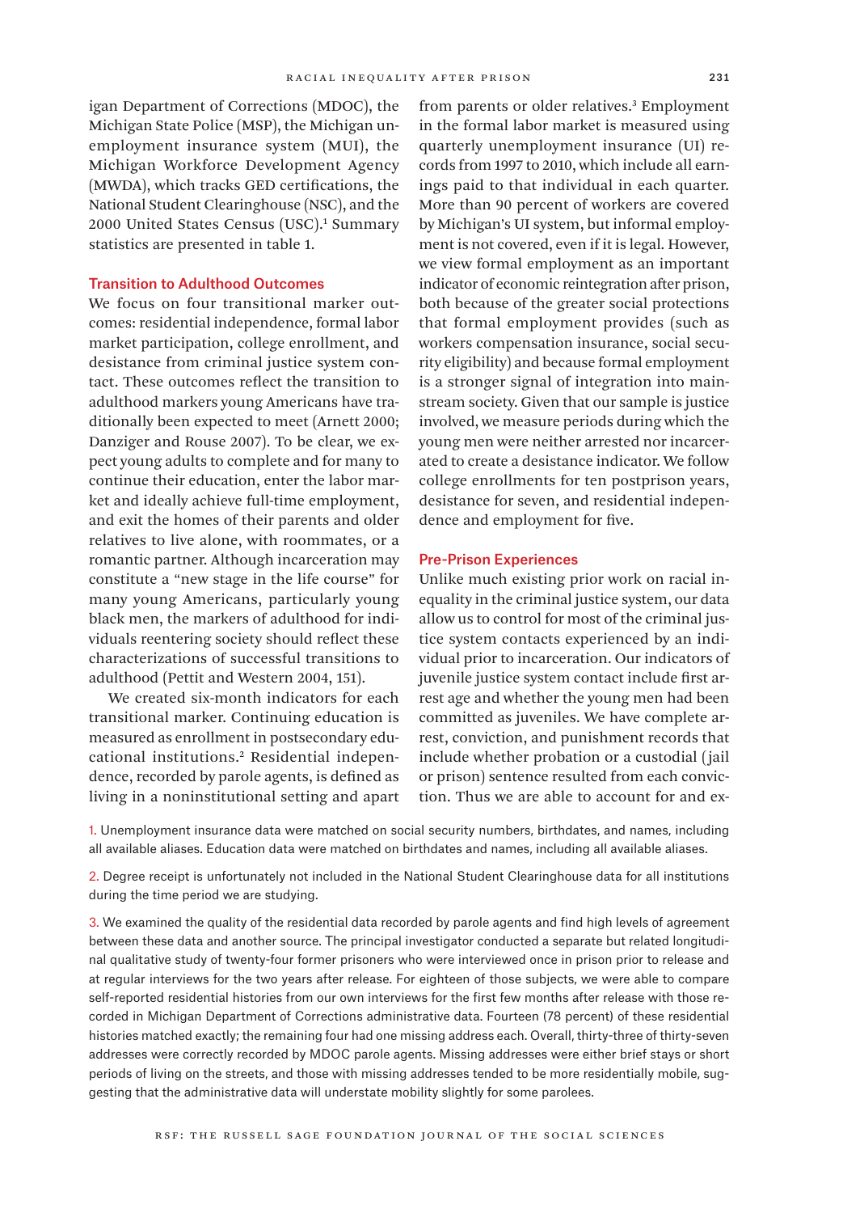igan Department of Corrections (MDOC), the Michigan State Police (MSP), the Michigan unemployment insurance system (MUI), the Michigan Workforce Development Agency (MWDA), which tracks GED certifications, the National Student Clearinghouse (NSC), and the 2000 United States Census (USC).[1] Summary statistics are presented in table 1.

### Transition to Adulthood Outcomes

We focus on four transitional marker outcomes: residential independence, formal labor market participation, college enrollment, and desistance from criminal justice system contact. These outcomes reflect the transition to adulthood markers young Americans have traditionally been expected to meet (Arnett 2000; Danziger and Rouse 2007). To be clear, we expect young adults to complete and for many to continue their education, enter the labor market and ideally achieve full-time employment, and exit the homes of their parents and older relatives to live alone, with roommates, or a romantic partner. Although incarceration may constitute a "new stage in the life course" for many young Americans, particularly young black men, the markers of adulthood for individuals reentering society should reflect these characterizations of successful transitions to adulthood (Pettit and Western 2004, 151).

We created six-month indicators for each transitional marker. Continuing education is measured as enrollment in postsecondary educational institutions.[2] Residential independence, recorded by parole agents, is defined as living in a noninstitutional setting and apart from parents or older relatives.[3] Employment in the formal labor market is measured using quarterly unemployment insurance (UI) records from 1997 to 2010, which include all earnings paid to that individual in each quarter. More than 90 percent of workers are covered by Michigan's UI system, but informal employment is not covered, even if it is legal. However, we view formal employment as an important indicator of economic reintegration after prison, both because of the greater social protections that formal employment provides (such as workers compensation insurance, social security eligibility) and because formal employment is a stronger signal of integration into mainstream society. Given that our sample is justice involved, we measure periods during which the young men were neither arrested nor incarcerated to create a desistance indicator. We follow college enrollments for ten postprison years, desistance for seven, and residential independence and employment for five.

### Pre-Prison Experiences

Unlike much existing prior work on racial inequality in the criminal justice system, our data allow us to control for most of the criminal justice system contacts experienced by an individual prior to incarceration. Our indicators of juvenile justice system contact include first arrest age and whether the young men had been committed as juveniles. We have complete arrest, conviction, and punishment records that include whether probation or a custodial (jail or prison) sentence resulted from each conviction. Thus we are able to account for and ex-

1. Unemployment insurance data were matched on social security numbers, birthdates, and names, including all available aliases. Education data were matched on birthdates and names, including all available aliases.

2. Degree receipt is unfortunately not included in the National Student Clearinghouse data for all institutions during the time period we are studying.

3. We examined the quality of the residential data recorded by parole agents and find high levels of agreement between these data and another source. The principal investigator conducted a separate but related longitudinal qualitative study of twenty-four former prisoners who were interviewed once in prison prior to release and at regular interviews for the two years after release. For eighteen of those subjects, we were able to compare self-reported residential histories from our own interviews for the first few months after release with those recorded in Michigan Department of Corrections administrative data. Fourteen (78 percent) of these residential histories matched exactly; the remaining four had one missing address each. Overall, thirty-three of thirty-seven addresses were correctly recorded by MDOC parole agents. Missing addresses were either brief stays or short periods of living on the streets, and those with missing addresses tended to be more residentially mobile, suggesting that the administrative data will understate mobility slightly for some parolees.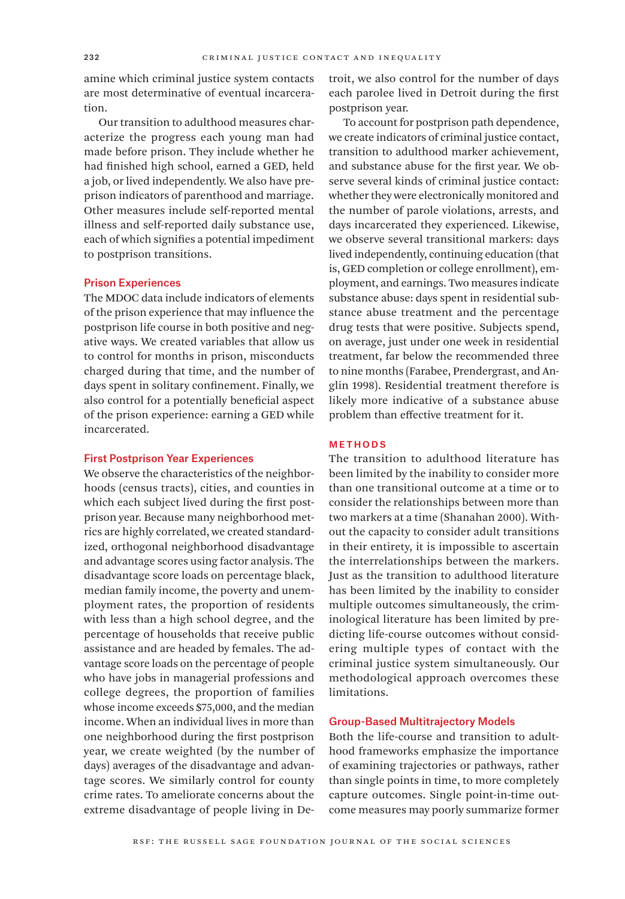amine which criminal justice system contacts are most determinative of eventual incarceration.

Our transition to adulthood measures characterize the progress each young man had made before prison. They include whether he had finished high school, earned a GED, held a job, or lived independently. We also have preprison indicators of parenthood and marriage. Other measures include self-reported mental illness and self-reported daily substance use, each of which signifies a potential impediment to postprison transitions.

### Prison Experiences

The MDOC data include indicators of elements of the prison experience that may influence the postprison life course in both positive and negative ways. We created variables that allow us to control for months in prison, misconducts charged during that time, and the number of days spent in solitary confinement. Finally, we also control for a potentially beneficial aspect of the prison experience: earning a GED while incarcerated.

### First Postprison Year Experiences

We observe the characteristics of the neighborhoods (census tracts), cities, and counties in which each subject lived during the first postprison year. Because many neighborhood metrics are highly correlated, we created standardized, orthogonal neighborhood disadvantage and advantage scores using factor analysis. The disadvantage score loads on percentage black, median family income, the poverty and unemployment rates, the proportion of residents with less than a high school degree, and the percentage of households that receive public assistance and are headed by females. The advantage score loads on the percentage of people who have jobs in managerial professions and college degrees, the proportion of families whose income exceeds $75,000, and the median income. When an individual lives in more than one neighborhood during the first postprison year, we create weighted (by the number of days) averages of the disadvantage and advantage scores. We similarly control for county crime rates. To ameliorate concerns about the extreme disadvantage of people living in Detroit, we also control for the number of days each parolee lived in Detroit during the first postprison year.

To account for postprison path dependence, we create indicators of criminal justice contact, transition to adulthood marker achievement, and substance abuse for the first year. We observe several kinds of criminal justice contact: whether they were electronically monitored and the number of parole violations, arrests, and days incarcerated they experienced. Likewise, we observe several transitional markers: days lived independently, continuing education (that is, GED completion or college enrollment), employment, and earnings. Two measures indicate substance abuse: days spent in residential substance abuse treatment and the percentage drug tests that were positive. Subjects spend, on average, just under one week in residential treatment, far below the recommended three to nine months (Farabee, Prendergrast, and Anglin 1998). Residential treatment therefore is likely more indicative of a substance abuse problem than effective treatment for it.

## METHODS

The transition to adulthood literature has been limited by the inability to consider more than one transitional outcome at a time or to consider the relationships between more than two markers at a time (Shanahan 2000). Without the capacity to consider adult transitions in their entirety, it is impossible to ascertain the interrelationships between the markers. Just as the transition to adulthood literature has been limited by the inability to consider multiple outcomes simultaneously, the criminological literature has been limited by predicting life-course outcomes without considering multiple types of contact with the criminal justice system simultaneously. Our methodological approach overcomes these limitations.

### Group-Based Multitrajectory Models

Both the life-course and transition to adulthood frameworks emphasize the importance of examining trajectories or pathways, rather than single points in time, to more completely capture outcomes. Single point-in-time outcome measures may poorly summarize former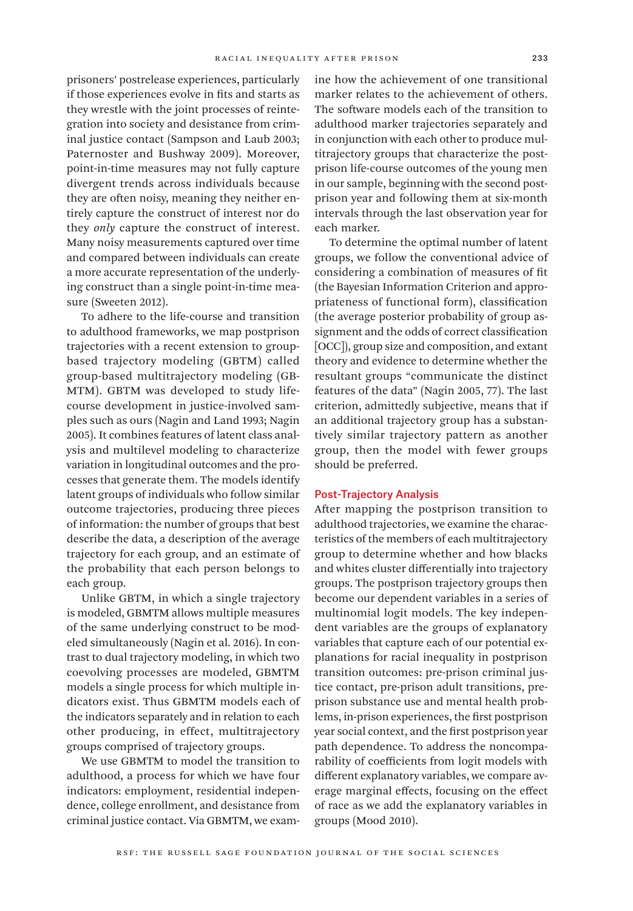prisoners' postrelease experiences, particularly if those experiences evolve in fits and starts as they wrestle with the joint processes of reintegration into society and desistance from criminal justice contact (Sampson and Laub 2003; Paternoster and Bushway 2009). Moreover, point-in-time measures may not fully capture divergent trends across individuals because they are often noisy, meaning they neither entirely capture the construct of interest nor do they *only* capture the construct of interest. Many noisy measurements captured over time and compared between individuals can create a more accurate representation of the underlying construct than a single point-in-time measure (Sweeten 2012).

To adhere to the life-course and transition to adulthood frameworks, we map postprison trajectories with a recent extension to group-based trajectory modeling (GBTM) called group-based multitrajectory modeling (GBMTM). GBTM was developed to study life-course development in justice-involved samples such as ours (Nagin and Land 1993; Nagin 2005). It combines features of latent class analysis and multilevel modeling to characterize variation in longitudinal outcomes and the processes that generate them. The models identify latent groups of individuals who follow similar outcome trajectories, producing three pieces of information: the number of groups that best describe the data, a description of the average trajectory for each group, and an estimate of the probability that each person belongs to each group.

Unlike GBTM, in which a single trajectory is modeled, GBMTM allows multiple measures of the same underlying construct to be modeled simultaneously (Nagin et al. 2016). In contrast to dual trajectory modeling, in which two coevolving processes are modeled, GBMTM models a single process for which multiple indicators exist. Thus GBMTM models each of the indicators separately and in relation to each other producing, in effect, multitrajectory groups comprised of trajectory groups.

We use GBMTM to model the transition to adulthood, a process for which we have four indicators: employment, residential independence, college enrollment, and desistance from criminal justice contact. Via GBMTM, we examine how the achievement of one transitional marker relates to the achievement of others. The software models each of the transition to adulthood marker trajectories separately and in conjunction with each other to produce multitrajectory groups that characterize the postprison life-course outcomes of the young men in our sample, beginning with the second postprison year and following them at six-month intervals through the last observation year for each marker.

To determine the optimal number of latent groups, we follow the conventional advice of considering a combination of measures of fit (the Bayesian Information Criterion and appropriateness of functional form), classification (the average posterior probability of group assignment and the odds of correct classification [OCC]), group size and composition, and extant theory and evidence to determine whether the resultant groups "communicate the distinct features of the data" (Nagin 2005, 77). The last criterion, admittedly subjective, means that if an additional trajectory group has a substantively similar trajectory pattern as another group, then the model with fewer groups should be preferred.

### Post-Trajectory Analysis

After mapping the postprison transition to adulthood trajectories, we examine the characteristics of the members of each multitrajectory group to determine whether and how blacks and whites cluster differentially into trajectory groups. The postprison trajectory groups then become our dependent variables in a series of multinomial logit models. The key independent variables are the groups of explanatory variables that capture each of our potential explanations for racial inequality in postprison transition outcomes: pre-prison criminal justice contact, pre-prison adult transitions, pre-prison substance use and mental health problems, in-prison experiences, the first postprison year social context, and the first postprison year path dependence. To address the noncomparability of coefficients from logit models with different explanatory variables, we compare average marginal effects, focusing on the effect of race as we add the explanatory variables in groups (Mood 2010).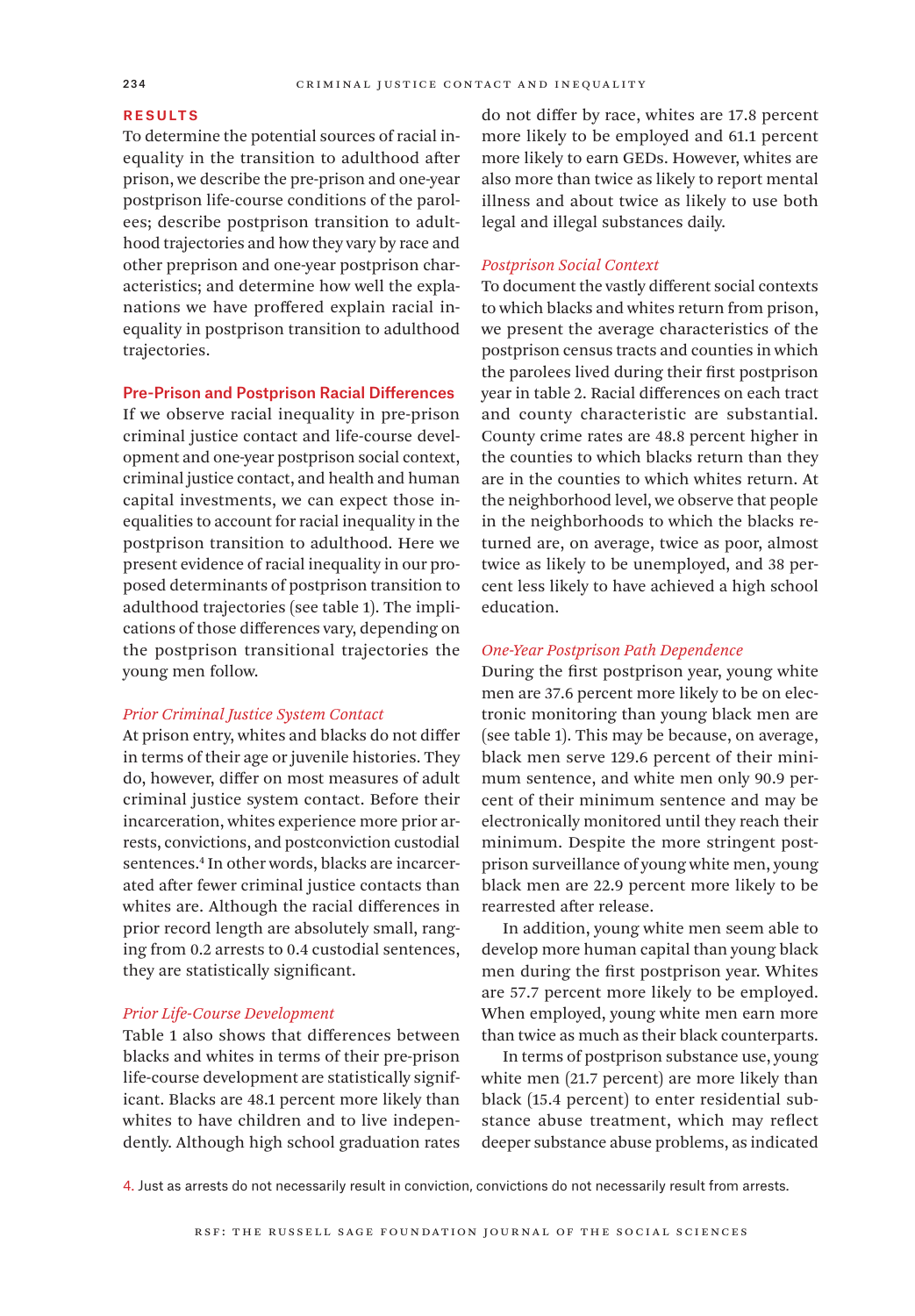## RESULTS

To determine the potential sources of racial inequality in the transition to adulthood after prison, we describe the pre-prison and one-year postprison life-course conditions of the parolees; describe postprison transition to adulthood trajectories and how they vary by race and other preprison and one-year postprison characteristics; and determine how well the explanations we have proffered explain racial inequality in postprison transition to adulthood trajectories.

### Pre-Prison and Postprison Racial Differences

If we observe racial inequality in pre-prison criminal justice contact and life-course development and one-year postprison social context, criminal justice contact, and health and human capital investments, we can expect those inequalities to account for racial inequality in the postprison transition to adulthood. Here we present evidence of racial inequality in our proposed determinants of postprison transition to adulthood trajectories (see table 1). The implications of those differences vary, depending on the postprison transitional trajectories the young men follow.

#### *Prior Criminal Justice System Contact*

At prison entry, whites and blacks do not differ in terms of their age or juvenile histories. They do, however, differ on most measures of adult criminal justice system contact. Before their incarceration, whites experience more prior arrests, convictions, and postconviction custodial sentences.[4] In other words, blacks are incarcerated after fewer criminal justice contacts than whites are. Although the racial differences in prior record length are absolutely small, ranging from 0.2 arrests to 0.4 custodial sentences, they are statistically significant.

#### *Prior Life-Course Development*

Table 1 also shows that differences between blacks and whites in terms of their pre-prison life-course development are statistically significant. Blacks are 48.1 percent more likely than whites to have children and to live independently. Although high school graduation rates do not differ by race, whites are 17.8 percent more likely to be employed and 61.1 percent more likely to earn GEDs. However, whites are also more than twice as likely to report mental illness and about twice as likely to use both legal and illegal substances daily.

#### *Postprison Social Context*

To document the vastly different social contexts to which blacks and whites return from prison, we present the average characteristics of the postprison census tracts and counties in which the parolees lived during their first postprison year in table 2. Racial differences on each tract and county characteristic are substantial. County crime rates are 48.8 percent higher in the counties to which blacks return than they are in the counties to which whites return. At the neighborhood level, we observe that people in the neighborhoods to which the blacks returned are, on average, twice as poor, almost twice as likely to be unemployed, and 38 percent less likely to have achieved a high school education.

#### *One-Year Postprison Path Dependence*

During the first postprison year, young white men are 37.6 percent more likely to be on electronic monitoring than young black men are (see table 1). This may be because, on average, black men serve 129.6 percent of their minimum sentence, and white men only 90.9 percent of their minimum sentence and may be electronically monitored until they reach their minimum. Despite the more stringent postprison surveillance of young white men, young black men are 22.9 percent more likely to be rearrested after release.

In addition, young white men seem able to develop more human capital than young black men during the first postprison year. Whites are 57.7 percent more likely to be employed. When employed, young white men earn more than twice as much as their black counterparts.

In terms of postprison substance use, young white men (21.7 percent) are more likely than black (15.4 percent) to enter residential substance abuse treatment, which may reflect deeper substance abuse problems, as indicated

4. Just as arrests do not necessarily result in conviction, convictions do not necessarily result from arrests.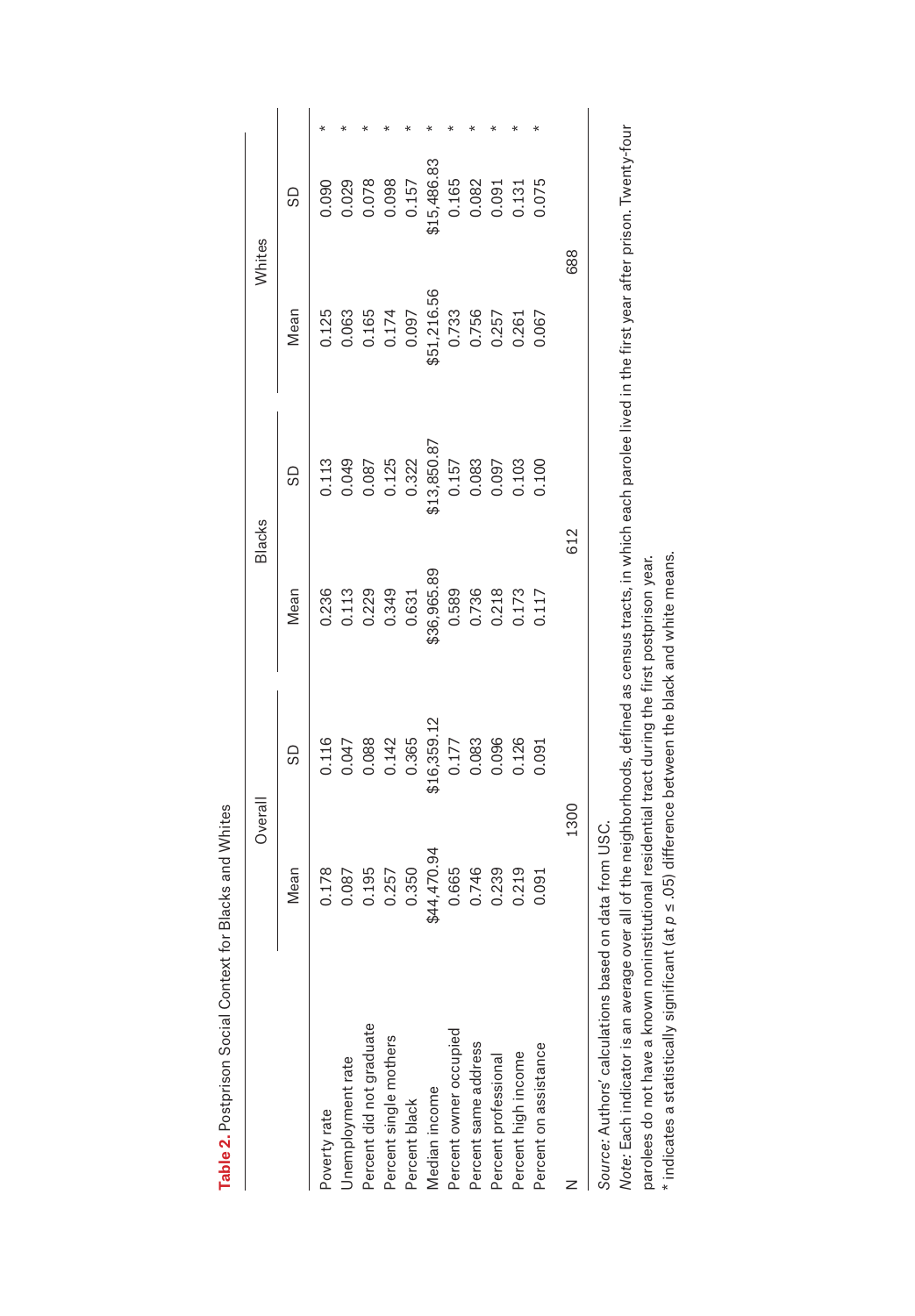**Table 2.** Postprison Social Context for Blacks and Whites

| | Overall | | Blacks | | Whites | | |
|---|---|---|---|---|---|---|---|
| | Mean | SD | Mean | SD | Mean | SD | |
| Poverty rate | 0.178 | 0.116 | 0.236 | 0.113 | 0.125 | 0.090 | * |
| Unemployment rate | 0.087 | 0.047 | 0.113 | 0.049 | 0.063 | 0.029 | * |
| Percent did not graduate | 0.195 | 0.088 | 0.229 | 0.087 | 0.165 | 0.078 | * |
| Percent single mothers | 0.257 | 0.142 | 0.349 | 0.125 | 0.174 | 0.098 | * |
| Percent black | 0.350 | 0.365 | 0.631 | 0.322 | 0.097 | 0.157 | * |
| Median income | $44,470.94 | $16,359.12 | $36,965.89 | $13,850.87 | $51,216.56 | $15,486.83 | * |
| Percent owner occupied | 0.665 | 0.177 | 0.589 | 0.157 | 0.733 | 0.165 | * |
| Percent same address | 0.746 | 0.083 | 0.736 | 0.083 | 0.756 | 0.082 | * |
| Percent professional | 0.239 | 0.096 | 0.218 | 0.097 | 0.257 | 0.091 | * |
| Percent high income | 0.219 | 0.126 | 0.173 | 0.103 | 0.261 | 0.131 | * |
| Percent on assistance | 0.091 | 0.091 | 0.117 | 0.100 | 0.067 | 0.075 | * |
| N | 1300 | | 612 | | 688 | | |

*Source:* Authors' calculations based on data from USC.

*Note:* Each indicator is an average over all of the neighborhoods, defined as census tracts, in which each parolee lived in the first year after prison. Twenty-four parolees do not have a known noninstitutional residential tract during the first postprison year.

\* indicates a statistically significant (at $p \leq .05$) difference between the black and white means.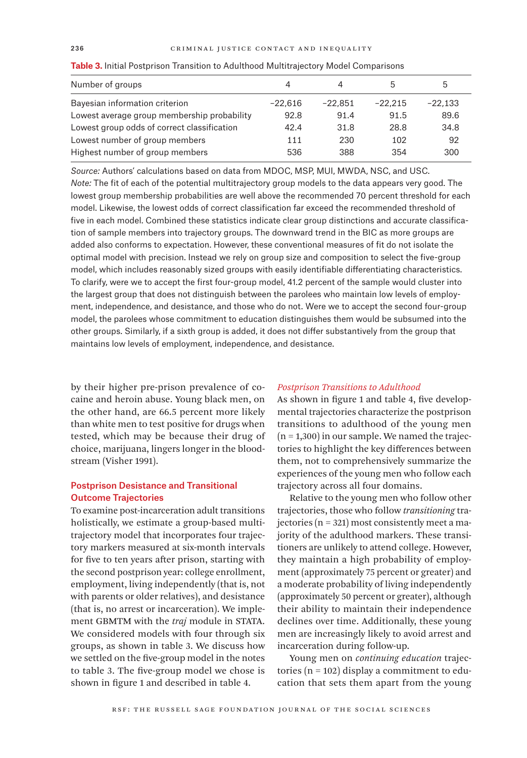**Table 3.** Initial Postprison Transition to Adulthood Multitrajectory Model Comparisons

| Number of groups | 4 | 4 | 5 | 5 |
|---|---|---|---|---|
| Bayesian information criterion | −22,616 | −22,851 | −22,215 | −22,133 |
| Lowest average group membership probability | 92.8 | 91.4 | 91.5 | 89.6 |
| Lowest group odds of correct classification | 42.4 | 31.8 | 28.8 | 34.8 |
| Lowest number of group members | 111 | 230 | 102 | 92 |
| Highest number of group members | 536 | 388 | 354 | 300 |

*Source:* Authors' calculations based on data from MDOC, MSP, MUI, MWDA, NSC, and USC.

*Note:* The fit of each of the potential multitrajectory group models to the data appears very good. The lowest group membership probabilities are well above the recommended 70 percent threshold for each model. Likewise, the lowest odds of correct classification far exceed the recommended threshold of five in each model. Combined these statistics indicate clear group distinctions and accurate classification of sample members into trajectory groups. The downward trend in the BIC as more groups are added also conforms to expectation. However, these conventional measures of fit do not isolate the optimal model with precision. Instead we rely on group size and composition to select the five-group model, which includes reasonably sized groups with easily identifiable differentiating characteristics. To clarify, were we to accept the first four-group model, 41.2 percent of the sample would cluster into the largest group that does not distinguish between the parolees who maintain low levels of employment, independence, and desistance, and those who do not. Were we to accept the second four-group model, the parolees whose commitment to education distinguishes them would be subsumed into the other groups. Similarly, if a sixth group is added, it does not differ substantively from the group that maintains low levels of employment, independence, and desistance.

by their higher pre-prison prevalence of cocaine and heroin abuse. Young black men, on the other hand, are 66.5 percent more likely than white men to test positive for drugs when tested, which may be because their drug of choice, marijuana, lingers longer in the bloodstream (Visher 1991).

## Postprison Desistance and Transitional Outcome Trajectories

To examine post-incarceration adult transitions holistically, we estimate a group-based multitrajectory model that incorporates four trajectory markers measured at six-month intervals for five to ten years after prison, starting with the second postprison year: college enrollment, employment, living independently (that is, not with parents or older relatives), and desistance (that is, no arrest or incarceration). We implement GBMTM with the *traj* module in STATA. We considered models with four through six groups, as shown in table 3. We discuss how we settled on the five-group model in the notes to table 3. The five-group model we chose is shown in figure 1 and described in table 4.

### *Postprison Transitions to Adulthood*

As shown in figure 1 and table 4, five developmental trajectories characterize the postprison transitions to adulthood of the young men (n = 1,300) in our sample. We named the trajectories to highlight the key differences between them, not to comprehensively summarize the experiences of the young men who follow each trajectory across all four domains.

Relative to the young men who follow other trajectories, those who follow *transitioning* trajectories (n = 321) most consistently meet a majority of the adulthood markers. These transitioners are unlikely to attend college. However, they maintain a high probability of employment (approximately 75 percent or greater) and a moderate probability of living independently (approximately 50 percent or greater), although their ability to maintain their independence declines over time. Additionally, these young men are increasingly likely to avoid arrest and incarceration during follow-up.

Young men on *continuing education* trajectories (n = 102) display a commitment to education that sets them apart from the young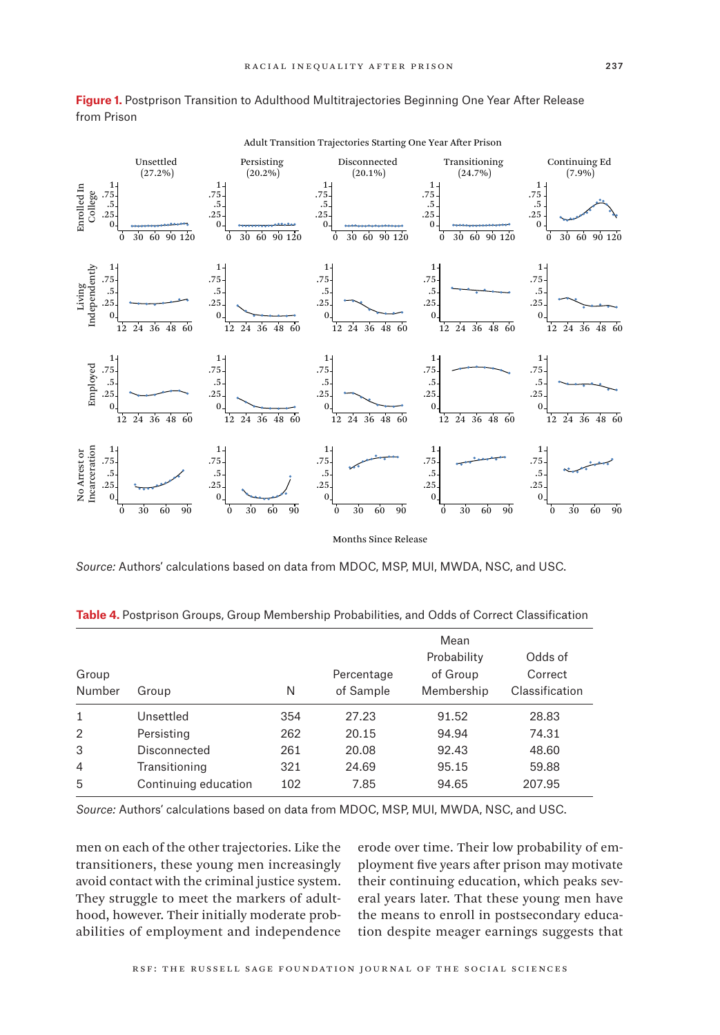**Figure 1.** Postprison Transition to Adulthood Multitrajectories Beginning One Year After Release from Prison

Adult Transition Trajectories Starting One Year After Prison

Unsettled (27.2%)
Persisting (20.2%)
Disconnected (20.1%)
Transitioning (24.7%)
Continuing Ed (7.9%)

Enrolled In College
Living Independently
Employed
No Arrest or Incarceration

0 .25 .5 .75 1

0 30 60 90 120
12 24 36 48 60
0 30 60 90

Months Since Release

*Source:* Authors' calculations based on data from MDOC, MSP, MUI, MWDA, NSC, and USC.

**Table 4.** Postprison Groups, Group Membership Probabilities, and Odds of Correct Classification

| Group Number | Group | N | Percentage of Sample | Mean Probability of Group Membership | Odds of Correct Classification |
|---|---|---|---|---|---|
| 1 | Unsettled | 354 | 27.23 | 91.52 | 28.83 |
| 2 | Persisting | 262 | 20.15 | 94.94 | 74.31 |
| 3 | Disconnected | 261 | 20.08 | 92.43 | 48.60 |
| 4 | Transitioning | 321 | 24.69 | 95.15 | 59.88 |
| 5 | Continuing education | 102 | 7.85 | 94.65 | 207.95 |

*Source:* Authors' calculations based on data from MDOC, MSP, MUI, MWDA, NSC, and USC.

men on each of the other trajectories. Like the transitioners, these young men increasingly avoid contact with the criminal justice system. They struggle to meet the markers of adulthood, however. Their initially moderate probabilities of employment and independence erode over time. Their low probability of employment five years after prison may motivate their continuing education, which peaks several years later. That these young men have the means to enroll in postsecondary education despite meager earnings suggests that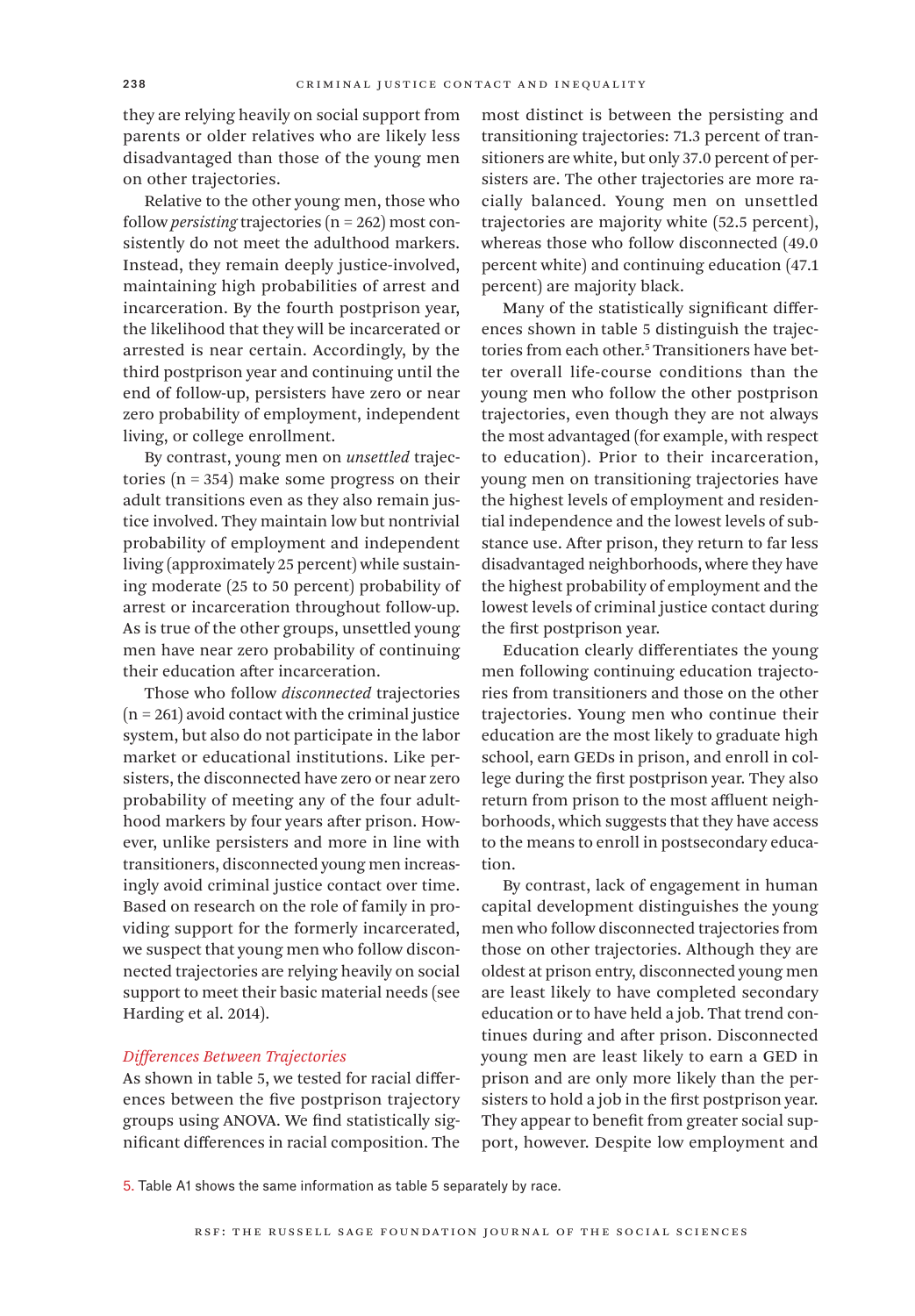they are relying heavily on social support from parents or older relatives who are likely less disadvantaged than those of the young men on other trajectories.

Relative to the other young men, those who follow *persisting* trajectories (n = 262) most consistently do not meet the adulthood markers. Instead, they remain deeply justice-involved, maintaining high probabilities of arrest and incarceration. By the fourth postprison year, the likelihood that they will be incarcerated or arrested is near certain. Accordingly, by the third postprison year and continuing until the end of follow-up, persisters have zero or near zero probability of employment, independent living, or college enrollment.

By contrast, young men on *unsettled* trajectories (n = 354) make some progress on their adult transitions even as they also remain justice involved. They maintain low but nontrivial probability of employment and independent living (approximately 25 percent) while sustaining moderate (25 to 50 percent) probability of arrest or incarceration throughout follow-up. As is true of the other groups, unsettled young men have near zero probability of continuing their education after incarceration.

Those who follow *disconnected* trajectories (n = 261) avoid contact with the criminal justice system, but also do not participate in the labor market or educational institutions. Like persisters, the disconnected have zero or near zero probability of meeting any of the four adulthood markers by four years after prison. However, unlike persisters and more in line with transitioners, disconnected young men increasingly avoid criminal justice contact over time. Based on research on the role of family in providing support for the formerly incarcerated, we suspect that young men who follow disconnected trajectories are relying heavily on social support to meet their basic material needs (see Harding et al. 2014).

### *Differences Between Trajectories*

As shown in table 5, we tested for racial differences between the five postprison trajectory groups using ANOVA. We find statistically significant differences in racial composition. The most distinct is between the persisting and transitioning trajectories: 71.3 percent of transitioners are white, but only 37.0 percent of persisters are. The other trajectories are more racially balanced. Young men on unsettled trajectories are majority white (52.5 percent), whereas those who follow disconnected (49.0 percent white) and continuing education (47.1 percent) are majority black.

Many of the statistically significant differences shown in table 5 distinguish the trajectories from each other.[5] Transitioners have better overall life-course conditions than the young men who follow the other postprison trajectories, even though they are not always the most advantaged (for example, with respect to education). Prior to their incarceration, young men on transitioning trajectories have the highest levels of employment and residential independence and the lowest levels of substance use. After prison, they return to far less disadvantaged neighborhoods, where they have the highest probability of employment and the lowest levels of criminal justice contact during the first postprison year.

Education clearly differentiates the young men following continuing education trajectories from transitioners and those on the other trajectories. Young men who continue their education are the most likely to graduate high school, earn GEDs in prison, and enroll in college during the first postprison year. They also return from prison to the most affluent neighborhoods, which suggests that they have access to the means to enroll in postsecondary education.

By contrast, lack of engagement in human capital development distinguishes the young men who follow disconnected trajectories from those on other trajectories. Although they are oldest at prison entry, disconnected young men are least likely to have completed secondary education or to have held a job. That trend continues during and after prison. Disconnected young men are least likely to earn a GED in prison and are only more likely than the persisters to hold a job in the first postprison year. They appear to benefit from greater social support, however. Despite low employment and

5. Table A1 shows the same information as table 5 separately by race.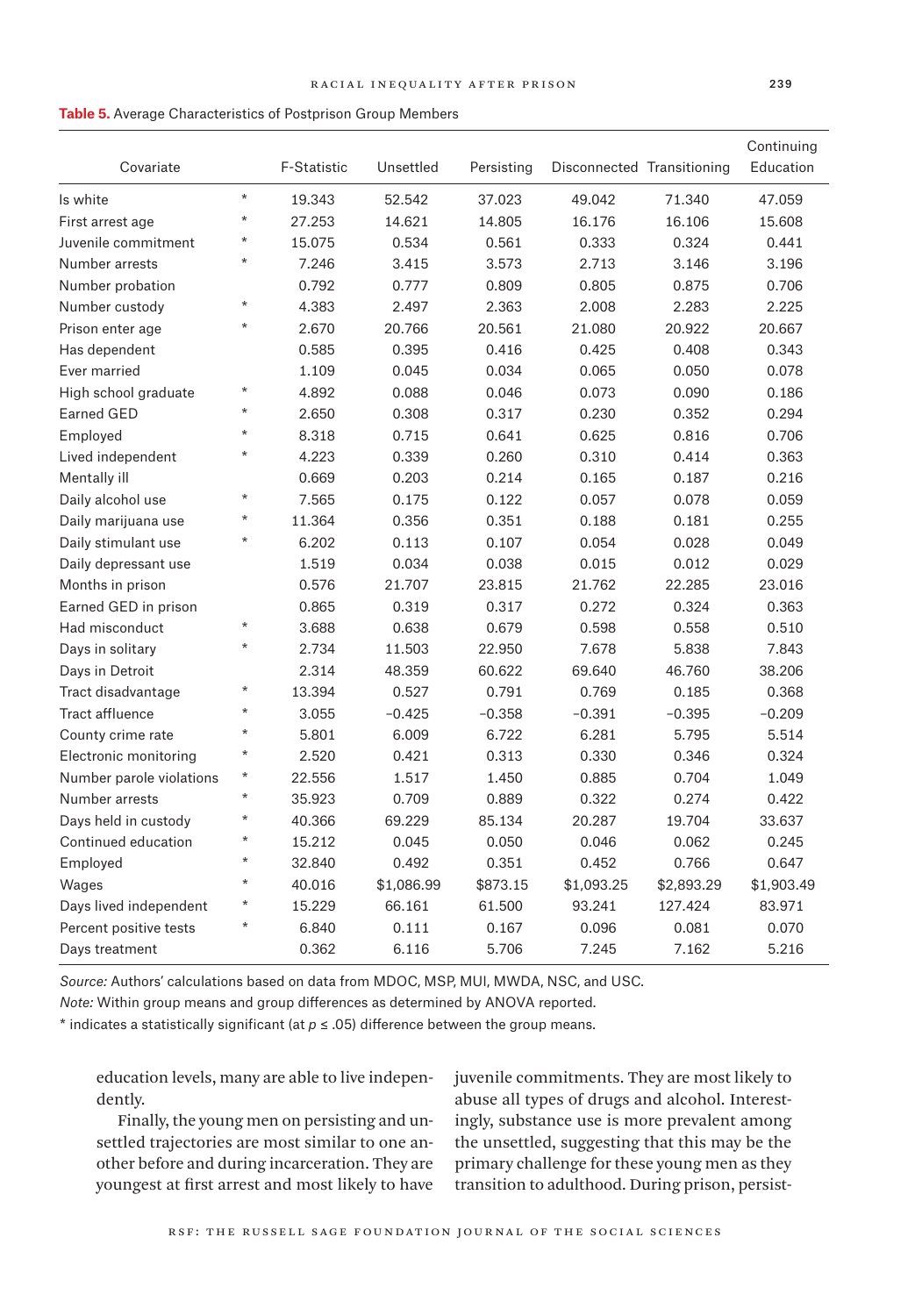**Table 5.** Average Characteristics of Postprison Group Members

| Covariate | | F-Statistic | Unsettled | Persisting | Disconnected | Transitioning | Continuing Education |
|---|---|---|---|---|---|---|---|
| Is white | * | 19.343 | 52.542 | 37.023 | 49.042 | 71.340 | 47.059 |
| First arrest age | * | 27.253 | 14.621 | 14.805 | 16.176 | 16.106 | 15.608 |
| Juvenile commitment | * | 15.075 | 0.534 | 0.561 | 0.333 | 0.324 | 0.441 |
| Number arrests | * | 7.246 | 3.415 | 3.573 | 2.713 | 3.146 | 3.196 |
| Number probation | | 0.792 | 0.777 | 0.809 | 0.805 | 0.875 | 0.706 |
| Number custody | * | 4.383 | 2.497 | 2.363 | 2.008 | 2.283 | 2.225 |
| Prison enter age | * | 2.670 | 20.766 | 20.561 | 21.080 | 20.922 | 20.667 |
| Has dependent | | 0.585 | 0.395 | 0.416 | 0.425 | 0.408 | 0.343 |
| Ever married | | 1.109 | 0.045 | 0.034 | 0.065 | 0.050 | 0.078 |
| High school graduate | * | 4.892 | 0.088 | 0.046 | 0.073 | 0.090 | 0.186 |
| Earned GED | * | 2.650 | 0.308 | 0.317 | 0.230 | 0.352 | 0.294 |
| Employed | * | 8.318 | 0.715 | 0.641 | 0.625 | 0.816 | 0.706 |
| Lived independent | * | 4.223 | 0.339 | 0.260 | 0.310 | 0.414 | 0.363 |
| Mentally ill | | 0.669 | 0.203 | 0.214 | 0.165 | 0.187 | 0.216 |
| Daily alcohol use | * | 7.565 | 0.175 | 0.122 | 0.057 | 0.078 | 0.059 |
| Daily marijuana use | * | 11.364 | 0.356 | 0.351 | 0.188 | 0.181 | 0.255 |
| Daily stimulant use | * | 6.202 | 0.113 | 0.107 | 0.054 | 0.028 | 0.049 |
| Daily depressant use | | 1.519 | 0.034 | 0.038 | 0.015 | 0.012 | 0.029 |
| Months in prison | | 0.576 | 21.707 | 23.815 | 21.762 | 22.285 | 23.016 |
| Earned GED in prison | | 0.865 | 0.319 | 0.317 | 0.272 | 0.324 | 0.363 |
| Had misconduct | * | 3.688 | 0.638 | 0.679 | 0.598 | 0.558 | 0.510 |
| Days in solitary | * | 2.734 | 11.503 | 22.950 | 7.678 | 5.838 | 7.843 |
| Days in Detroit | | 2.314 | 48.359 | 60.622 | 69.640 | 46.760 | 38.206 |
| Tract disadvantage | * | 13.394 | 0.527 | 0.791 | 0.769 | 0.185 | 0.368 |
| Tract affluence | * | 3.055 | −0.425 | −0.358 | −0.391 | −0.395 | −0.209 |
| County crime rate | * | 5.801 | 6.009 | 6.722 | 6.281 | 5.795 | 5.514 |
| Electronic monitoring | * | 2.520 | 0.421 | 0.313 | 0.330 | 0.346 | 0.324 |
| Number parole violations | * | 22.556 | 1.517 | 1.450 | 0.885 | 0.704 | 1.049 |
| Number arrests | * | 35.923 | 0.709 | 0.889 | 0.322 | 0.274 | 0.422 |
| Days held in custody | * | 40.366 | 69.229 | 85.134 | 20.287 | 19.704 | 33.637 |
| Continued education | * | 15.212 | 0.045 | 0.050 | 0.046 | 0.062 | 0.245 |
| Employed | * | 32.840 | 0.492 | 0.351 | 0.452 | 0.766 | 0.647 |
| Wages | * | 40.016 | $1,086.99 | $873.15 | $1,093.25 | $2,893.29 | $1,903.49 |
| Days lived independent | * | 15.229 | 66.161 | 61.500 | 93.241 | 127.424 | 83.971 |
| Percent positive tests | * | 6.840 | 0.111 | 0.167 | 0.096 | 0.081 | 0.070 |
| Days treatment | | 0.362 | 6.116 | 5.706 | 7.245 | 7.162 | 5.216 |

*Source:* Authors' calculations based on data from MDOC, MSP, MUI, MWDA, NSC, and USC.

*Note:* Within group means and group differences as determined by ANOVA reported.

\* indicates a statistically significant (at $p \leq .05$) difference between the group means.

education levels, many are able to live independently.

Finally, the young men on persisting and unsettled trajectories are most similar to one another before and during incarceration. They are youngest at first arrest and most likely to have juvenile commitments. They are most likely to abuse all types of drugs and alcohol. Interestingly, substance use is more prevalent among the unsettled, suggesting that this may be the primary challenge for these young men as they transition to adulthood. During prison, persist-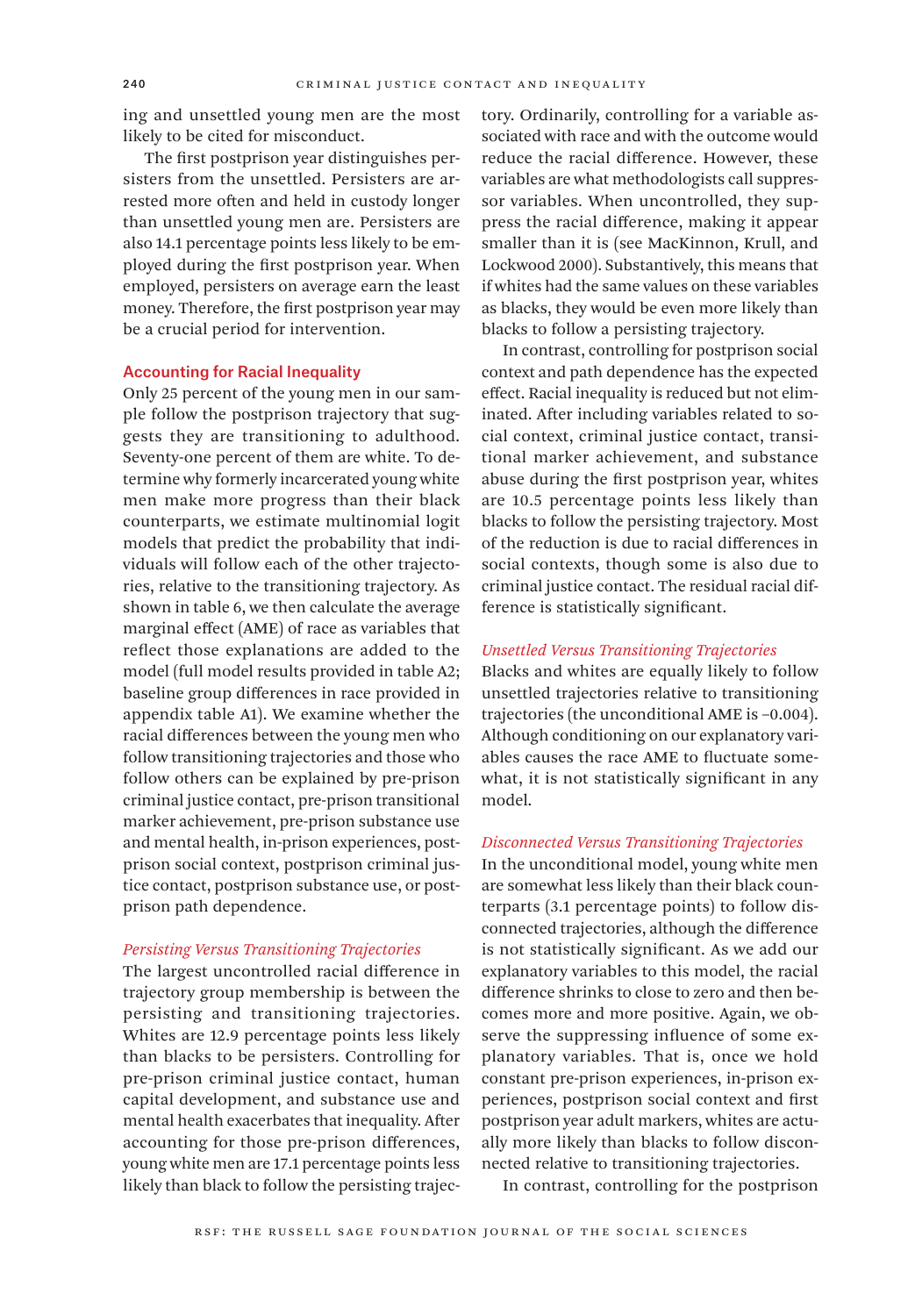ing and unsettled young men are the most likely to be cited for misconduct.

The first postprison year distinguishes persisters from the unsettled. Persisters are arrested more often and held in custody longer than unsettled young men are. Persisters are also 14.1 percentage points less likely to be employed during the first postprison year. When employed, persisters on average earn the least money. Therefore, the first postprison year may be a crucial period for intervention.

## Accounting for Racial Inequality

Only 25 percent of the young men in our sample follow the postprison trajectory that suggests they are transitioning to adulthood. Seventy-one percent of them are white. To determine why formerly incarcerated young white men make more progress than their black counterparts, we estimate multinomial logit models that predict the probability that individuals will follow each of the other trajectories, relative to the transitioning trajectory. As shown in table 6, we then calculate the average marginal effect (AME) of race as variables that reflect those explanations are added to the model (full model results provided in table A2; baseline group differences in race provided in appendix table A1). We examine whether the racial differences between the young men who follow transitioning trajectories and those who follow others can be explained by pre-prison criminal justice contact, pre-prison transitional marker achievement, pre-prison substance use and mental health, in-prison experiences, postprison social context, postprison criminal justice contact, postprison substance use, or postprison path dependence.

### *Persisting Versus Transitioning Trajectories*

The largest uncontrolled racial difference in trajectory group membership is between the persisting and transitioning trajectories. Whites are 12.9 percentage points less likely than blacks to be persisters. Controlling for pre-prison criminal justice contact, human capital development, and substance use and mental health exacerbates that inequality. After accounting for those pre-prison differences, young white men are 17.1 percentage points less likely than black to follow the persisting trajectory. Ordinarily, controlling for a variable associated with race and with the outcome would reduce the racial difference. However, these variables are what methodologists call suppressor variables. When uncontrolled, they suppress the racial difference, making it appear smaller than it is (see MacKinnon, Krull, and Lockwood 2000). Substantively, this means that if whites had the same values on these variables as blacks, they would be even more likely than blacks to follow a persisting trajectory.

In contrast, controlling for postprison social context and path dependence has the expected effect. Racial inequality is reduced but not eliminated. After including variables related to social context, criminal justice contact, transitional marker achievement, and substance abuse during the first postprison year, whites are 10.5 percentage points less likely than blacks to follow the persisting trajectory. Most of the reduction is due to racial differences in social contexts, though some is also due to criminal justice contact. The residual racial difference is statistically significant.

### *Unsettled Versus Transitioning Trajectories*

Blacks and whites are equally likely to follow unsettled trajectories relative to transitioning trajectories (the unconditional AME is –0.004). Although conditioning on our explanatory variables causes the race AME to fluctuate somewhat, it is not statistically significant in any model.

### *Disconnected Versus Transitioning Trajectories*

In the unconditional model, young white men are somewhat less likely than their black counterparts (3.1 percentage points) to follow disconnected trajectories, although the difference is not statistically significant. As we add our explanatory variables to this model, the racial difference shrinks to close to zero and then becomes more and more positive. Again, we observe the suppressing influence of some explanatory variables. That is, once we hold constant pre-prison experiences, in-prison experiences, postprison social context and first postprison year adult markers, whites are actually more likely than blacks to follow disconnected relative to transitioning trajectories.

In contrast, controlling for the postprison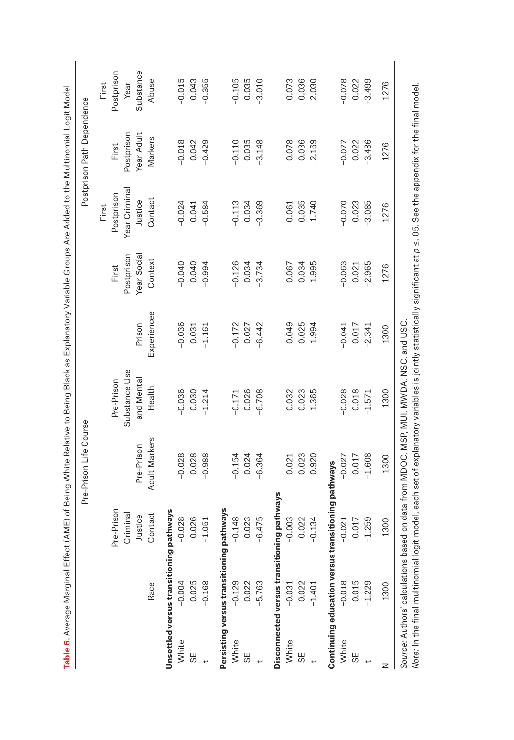**Table 6.** Average Marginal Effect (AME) of Being White Relative to Being Black as Explanatory Variable Groups Are Added to the Multinomial Logit Model

| | | Pre-Prison Life Course | | | | Postprison Path Dependence | | | |
|---|---|---|---|---|---|---|---|---|---|
| | Race | Pre-Prison Criminal Justice Contact | Pre-Prison Adult Markers | Pre-Prison Substance Use and Mental Health | Prison Experiencee | First Postprison Year Social Context | First Postprison Year Criminal Justice Contact | First Postprison Year Adult Markers | First Postprison Year Substance Abuse |
| **Unsettled versus transitioning pathways** | | | | | | | | | |
| White | −0.004 | −0.028 | −0.028 | −0.036 | −0.036 | −0.040 | −0.024 | −0.018 | −0.015 |
| SE | 0.025 | 0.026 | 0.028 | 0.030 | 0.031 | 0.040 | 0.041 | 0.042 | 0.043 |
| t | −0.168 | −1.051 | −0.988 | −1.214 | −1.161 | −0.994 | −0.584 | −0.429 | −0.355 |
| **Persisting versus transitioning pathways** | | | | | | | | | |
| White | −0.129 | −0.148 | −0.154 | −0.171 | −0.172 | −0.126 | −0.113 | −0.110 | −0.105 |
| SE | 0.022 | 0.023 | 0.024 | 0.026 | 0.027 | 0.034 | 0.034 | 0.035 | 0.035 |
| t | −5.763 | −6.475 | −6.364 | −6.708 | −6.442 | −3.734 | −3.369 | −3.148 | −3.010 |
| **Disconnected versus transitioning pathways** | | | | | | | | | |
| White | −0.031 | −0.003 | 0.021 | 0.032 | 0.049 | 0.067 | 0.061 | 0.078 | 0.073 |
| SE | 0.022 | 0.022 | 0.023 | 0.023 | 0.025 | 0.034 | 0.035 | 0.036 | 0.036 |
| t | −1.401 | −0.134 | 0.920 | 1.365 | 1.994 | 1.995 | 1.740 | 2.169 | 2.030 |
| **Continuing education versus transitioning pathways** | | | | | | | | | |
| White | −0.018 | −0.021 | −0.027 | −0.028 | −0.041 | −0.063 | −0.070 | −0.077 | −0.078 |
| SE | 0.015 | 0.017 | 0.017 | 0.018 | 0.017 | 0.021 | 0.023 | 0.022 | 0.022 |
| t | −1.229 | −1.259 | −1.608 | −1.571 | −2.341 | −2.965 | −3.085 | −3.486 | −3.499 |
| N | 1300 | 1300 | 1300 | 1300 | 1300 | 1276 | 1276 | 1276 | 1276 |

*Source:* Authors' calculations based on data from MDOC, MSP, MUI, MWDA, NSC, and USC.
*Note:* In the final multinomial logit model, each set of explanatory variables is jointly statistically significant at $p \leq .05$. See the appendix for the final model.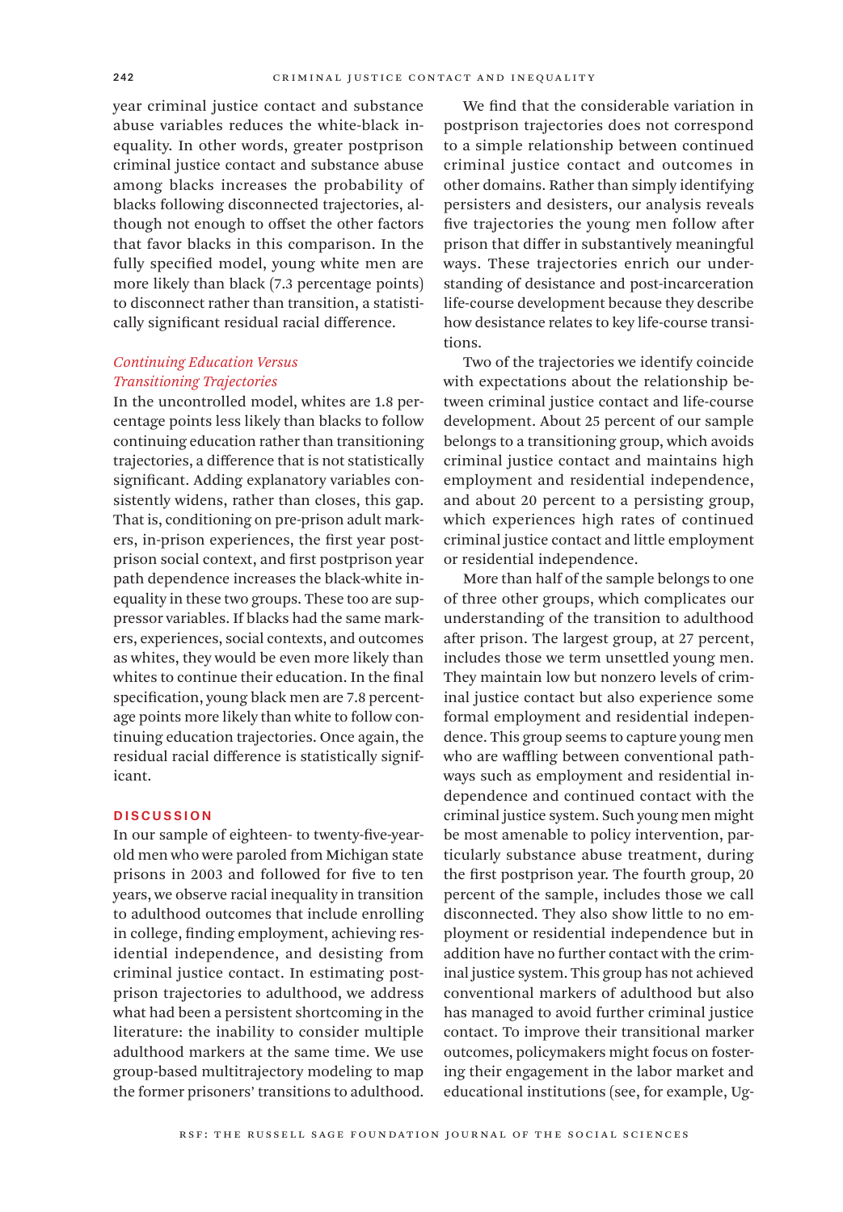year criminal justice contact and substance abuse variables reduces the white-black inequality. In other words, greater postprison criminal justice contact and substance abuse among blacks increases the probability of blacks following disconnected trajectories, although not enough to offset the other factors that favor blacks in this comparison. In the fully specified model, young white men are more likely than black (7.3 percentage points) to disconnect rather than transition, a statistically significant residual racial difference.

### *Continuing Education Versus Transitioning Trajectories*

In the uncontrolled model, whites are 1.8 percentage points less likely than blacks to follow continuing education rather than transitioning trajectories, a difference that is not statistically significant. Adding explanatory variables consistently widens, rather than closes, this gap. That is, conditioning on pre-prison adult markers, in-prison experiences, the first year postprison social context, and first postprison year path dependence increases the black-white inequality in these two groups. These too are suppressor variables. If blacks had the same markers, experiences, social contexts, and outcomes as whites, they would be even more likely than whites to continue their education. In the final specification, young black men are 7.8 percentage points more likely than white to follow continuing education trajectories. Once again, the residual racial difference is statistically significant.

## DISCUSSION

In our sample of eighteen- to twenty-five-year-old men who were paroled from Michigan state prisons in 2003 and followed for five to ten years, we observe racial inequality in transition to adulthood outcomes that include enrolling in college, finding employment, achieving residential independence, and desisting from criminal justice contact. In estimating postprison trajectories to adulthood, we address what had been a persistent shortcoming in the literature: the inability to consider multiple adulthood markers at the same time. We use group-based multitrajectory modeling to map the former prisoners' transitions to adulthood.

We find that the considerable variation in postprison trajectories does not correspond to a simple relationship between continued criminal justice contact and outcomes in other domains. Rather than simply identifying persisters and desisters, our analysis reveals five trajectories the young men follow after prison that differ in substantively meaningful ways. These trajectories enrich our understanding of desistance and post-incarceration life-course development because they describe how desistance relates to key life-course transitions.

Two of the trajectories we identify coincide with expectations about the relationship between criminal justice contact and life-course development. About 25 percent of our sample belongs to a transitioning group, which avoids criminal justice contact and maintains high employment and residential independence, and about 20 percent to a persisting group, which experiences high rates of continued criminal justice contact and little employment or residential independence.

More than half of the sample belongs to one of three other groups, which complicates our understanding of the transition to adulthood after prison. The largest group, at 27 percent, includes those we term unsettled young men. They maintain low but nonzero levels of criminal justice contact but also experience some formal employment and residential independence. This group seems to capture young men who are waffling between conventional pathways such as employment and residential independence and continued contact with the criminal justice system. Such young men might be most amenable to policy intervention, particularly substance abuse treatment, during the first postprison year. The fourth group, 20 percent of the sample, includes those we call disconnected. They also show little to no employment or residential independence but in addition have no further contact with the criminal justice system. This group has not achieved conventional markers of adulthood but also has managed to avoid further criminal justice contact. To improve their transitional marker outcomes, policymakers might focus on fostering their engagement in the labor market and educational institutions (see, for example, Ug-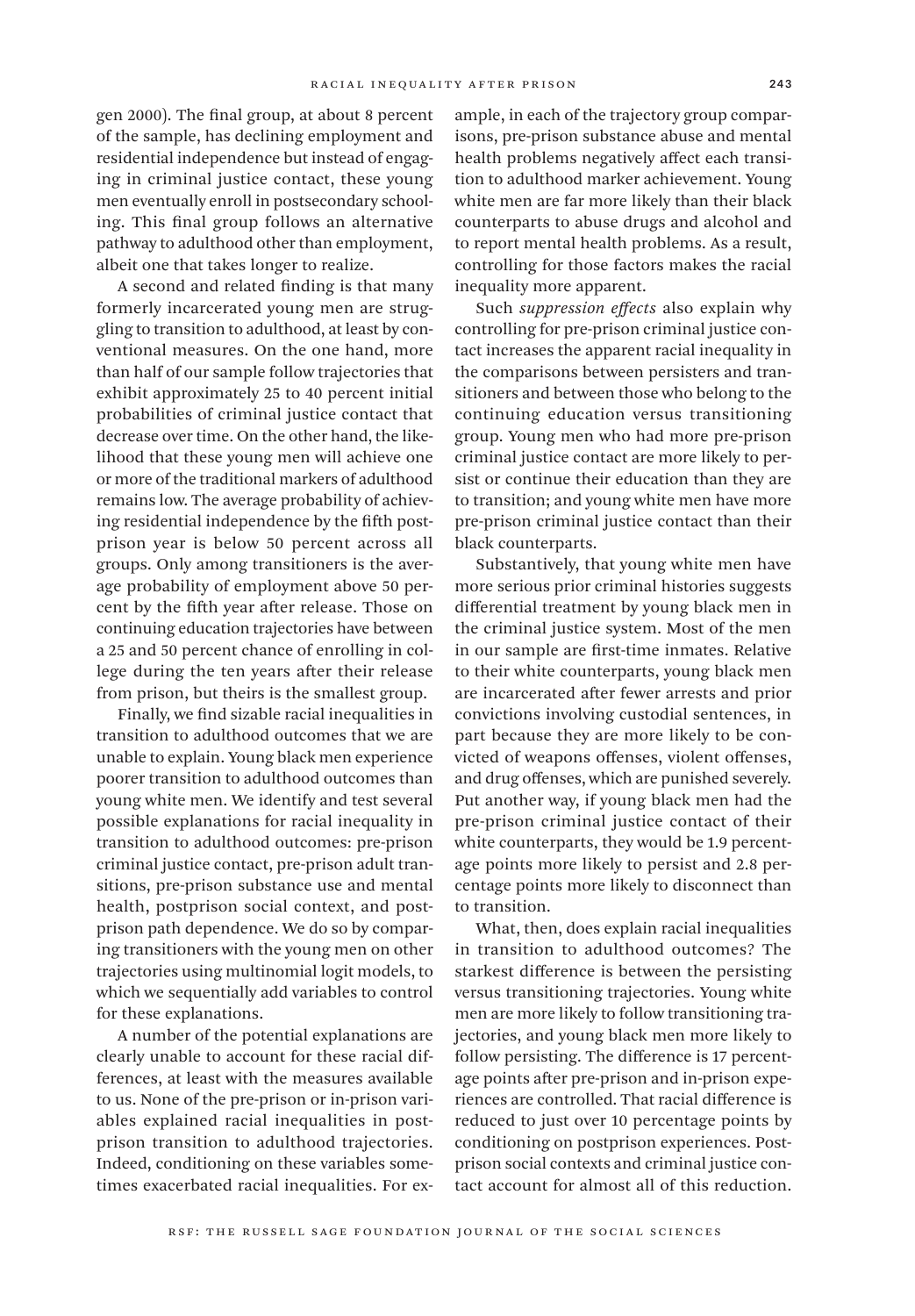gen 2000). The final group, at about 8 percent of the sample, has declining employment and residential independence but instead of engaging in criminal justice contact, these young men eventually enroll in postsecondary schooling. This final group follows an alternative pathway to adulthood other than employment, albeit one that takes longer to realize.

A second and related finding is that many formerly incarcerated young men are struggling to transition to adulthood, at least by conventional measures. On the one hand, more than half of our sample follow trajectories that exhibit approximately 25 to 40 percent initial probabilities of criminal justice contact that decrease over time. On the other hand, the likelihood that these young men will achieve one or more of the traditional markers of adulthood remains low. The average probability of achieving residential independence by the fifth postprison year is below 50 percent across all groups. Only among transitioners is the average probability of employment above 50 percent by the fifth year after release. Those on continuing education trajectories have between a 25 and 50 percent chance of enrolling in college during the ten years after their release from prison, but theirs is the smallest group.

Finally, we find sizable racial inequalities in transition to adulthood outcomes that we are unable to explain. Young black men experience poorer transition to adulthood outcomes than young white men. We identify and test several possible explanations for racial inequality in transition to adulthood outcomes: pre-prison criminal justice contact, pre-prison adult transitions, pre-prison substance use and mental health, postprison social context, and postprison path dependence. We do so by comparing transitioners with the young men on other trajectories using multinomial logit models, to which we sequentially add variables to control for these explanations.

A number of the potential explanations are clearly unable to account for these racial differences, at least with the measures available to us. None of the pre-prison or in-prison variables explained racial inequalities in postprison transition to adulthood trajectories. Indeed, conditioning on these variables sometimes exacerbated racial inequalities. For example, in each of the trajectory group comparisons, pre-prison substance abuse and mental health problems negatively affect each transition to adulthood marker achievement. Young white men are far more likely than their black counterparts to abuse drugs and alcohol and to report mental health problems. As a result, controlling for those factors makes the racial inequality more apparent.

Such *suppression effects* also explain why controlling for pre-prison criminal justice contact increases the apparent racial inequality in the comparisons between persisters and transitioners and between those who belong to the continuing education versus transitioning group. Young men who had more pre-prison criminal justice contact are more likely to persist or continue their education than they are to transition; and young white men have more pre-prison criminal justice contact than their black counterparts.

Substantively, that young white men have more serious prior criminal histories suggests differential treatment by young black men in the criminal justice system. Most of the men in our sample are first-time inmates. Relative to their white counterparts, young black men are incarcerated after fewer arrests and prior convictions involving custodial sentences, in part because they are more likely to be convicted of weapons offenses, violent offenses, and drug offenses, which are punished severely. Put another way, if young black men had the pre-prison criminal justice contact of their white counterparts, they would be 1.9 percentage points more likely to persist and 2.8 percentage points more likely to disconnect than to transition.

What, then, does explain racial inequalities in transition to adulthood outcomes? The starkest difference is between the persisting versus transitioning trajectories. Young white men are more likely to follow transitioning trajectories, and young black men more likely to follow persisting. The difference is 17 percentage points after pre-prison and in-prison experiences are controlled. That racial difference is reduced to just over 10 percentage points by conditioning on postprison experiences. Postprison social contexts and criminal justice contact account for almost all of this reduction.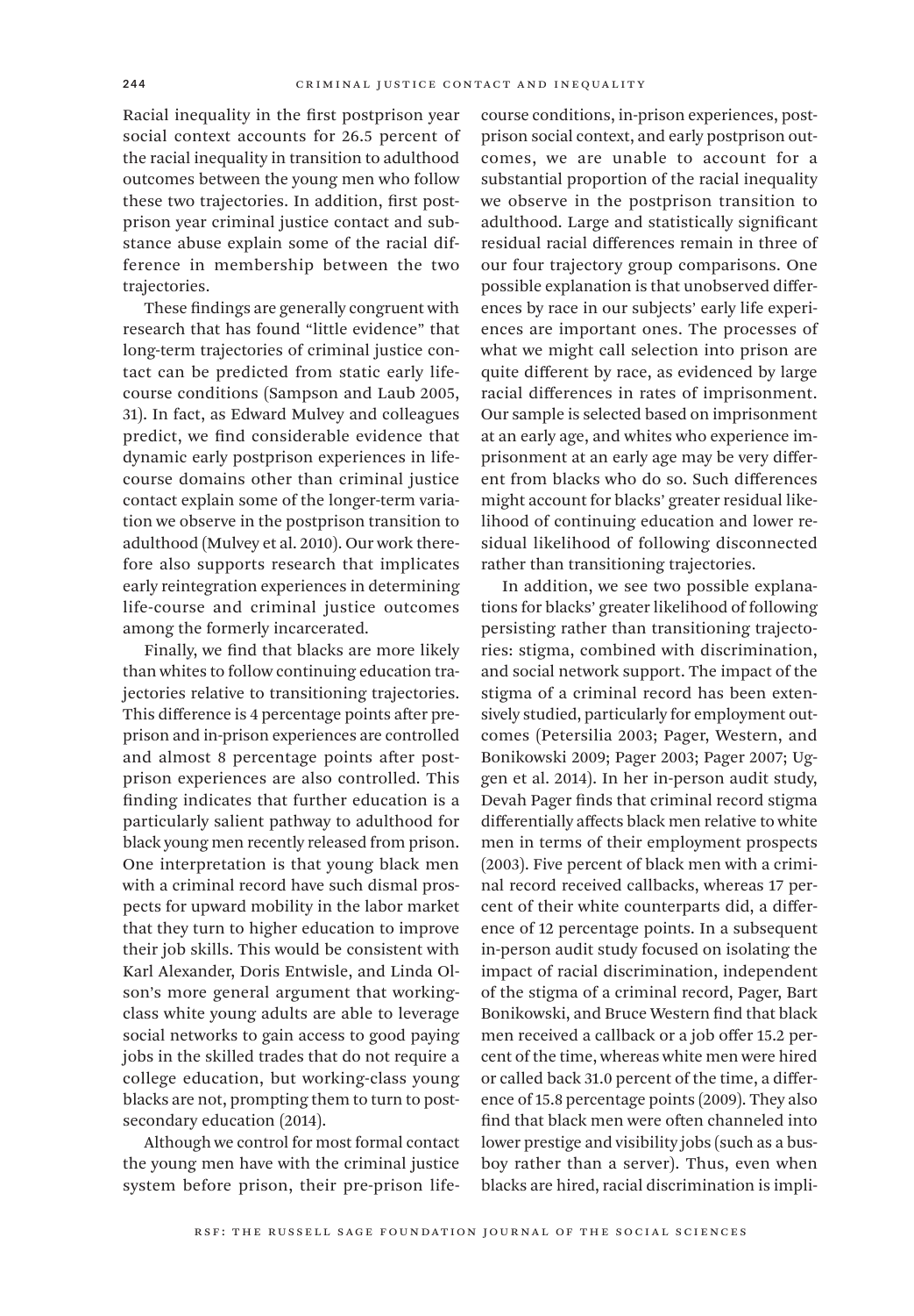Racial inequality in the first postprison year social context accounts for 26.5 percent of the racial inequality in transition to adulthood outcomes between the young men who follow these two trajectories. In addition, first postprison year criminal justice contact and substance abuse explain some of the racial difference in membership between the two trajectories.

These findings are generally congruent with research that has found "little evidence" that long-term trajectories of criminal justice contact can be predicted from static early life-course conditions (Sampson and Laub 2005, 31). In fact, as Edward Mulvey and colleagues predict, we find considerable evidence that dynamic early postprison experiences in life-course domains other than criminal justice contact explain some of the longer-term variation we observe in the postprison transition to adulthood (Mulvey et al. 2010). Our work therefore also supports research that implicates early reintegration experiences in determining life-course and criminal justice outcomes among the formerly incarcerated.

Finally, we find that blacks are more likely than whites to follow continuing education trajectories relative to transitioning trajectories. This difference is 4 percentage points after preprison and in-prison experiences are controlled and almost 8 percentage points after postprison experiences are also controlled. This finding indicates that further education is a particularly salient pathway to adulthood for black young men recently released from prison. One interpretation is that young black men with a criminal record have such dismal prospects for upward mobility in the labor market that they turn to higher education to improve their job skills. This would be consistent with Karl Alexander, Doris Entwisle, and Linda Olson's more general argument that working-class white young adults are able to leverage social networks to gain access to good paying jobs in the skilled trades that do not require a college education, but working-class young blacks are not, prompting them to turn to postsecondary education (2014).

Although we control for most formal contact the young men have with the criminal justice system before prison, their pre-prison life-course conditions, in-prison experiences, postprison social context, and early postprison outcomes, we are unable to account for a substantial proportion of the racial inequality we observe in the postprison transition to adulthood. Large and statistically significant residual racial differences remain in three of our four trajectory group comparisons. One possible explanation is that unobserved differences by race in our subjects' early life experiences are important ones. The processes of what we might call selection into prison are quite different by race, as evidenced by large racial differences in rates of imprisonment. Our sample is selected based on imprisonment at an early age, and whites who experience imprisonment at an early age may be very different from blacks who do so. Such differences might account for blacks' greater residual likelihood of continuing education and lower residual likelihood of following disconnected rather than transitioning trajectories.

In addition, we see two possible explanations for blacks' greater likelihood of following persisting rather than transitioning trajectories: stigma, combined with discrimination, and social network support. The impact of the stigma of a criminal record has been extensively studied, particularly for employment outcomes (Petersilia 2003; Pager, Western, and Bonikowski 2009; Pager 2003; Pager 2007; Uggen et al. 2014). In her in-person audit study, Devah Pager finds that criminal record stigma differentially affects black men relative to white men in terms of their employment prospects (2003). Five percent of black men with a criminal record received callbacks, whereas 17 percent of their white counterparts did, a difference of 12 percentage points. In a subsequent in-person audit study focused on isolating the impact of racial discrimination, independent of the stigma of a criminal record, Pager, Bart Bonikowski, and Bruce Western find that black men received a callback or a job offer 15.2 percent of the time, whereas white men were hired or called back 31.0 percent of the time, a difference of 15.8 percentage points (2009). They also find that black men were often channeled into lower prestige and visibility jobs (such as a busboy rather than a server). Thus, even when blacks are hired, racial discrimination is impli-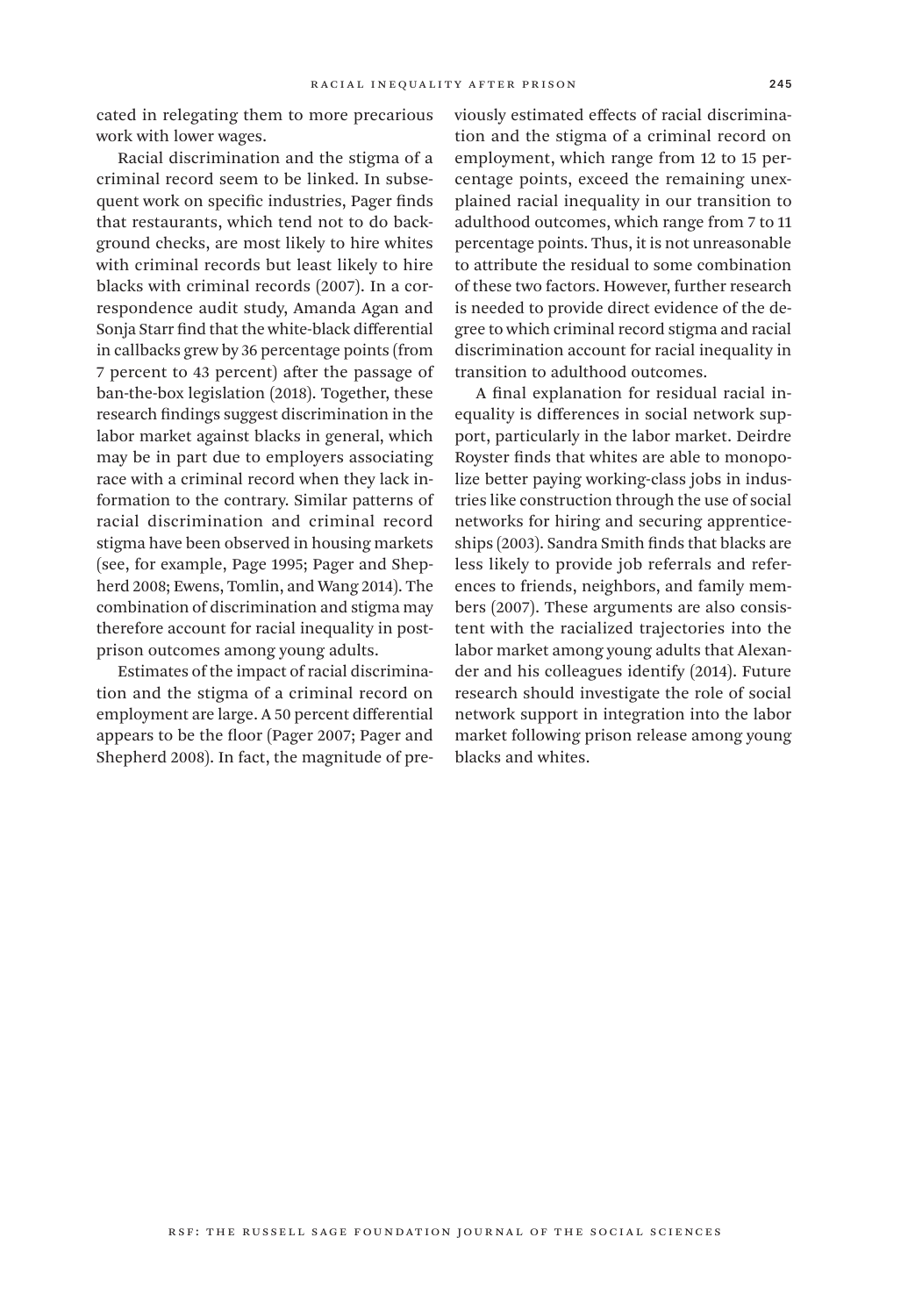cated in relegating them to more precarious work with lower wages.

Racial discrimination and the stigma of a criminal record seem to be linked. In subsequent work on specific industries, Pager finds that restaurants, which tend not to do background checks, are most likely to hire whites with criminal records but least likely to hire blacks with criminal records (2007). In a correspondence audit study, Amanda Agan and Sonja Starr find that the white-black differential in callbacks grew by 36 percentage points (from 7 percent to 43 percent) after the passage of ban-the-box legislation (2018). Together, these research findings suggest discrimination in the labor market against blacks in general, which may be in part due to employers associating race with a criminal record when they lack information to the contrary. Similar patterns of racial discrimination and criminal record stigma have been observed in housing markets (see, for example, Page 1995; Pager and Shepherd 2008; Ewens, Tomlin, and Wang 2014). The combination of discrimination and stigma may therefore account for racial inequality in post-prison outcomes among young adults.

Estimates of the impact of racial discrimination and the stigma of a criminal record on employment are large. A 50 percent differential appears to be the floor (Pager 2007; Pager and Shepherd 2008). In fact, the magnitude of previously estimated effects of racial discrimination and the stigma of a criminal record on employment, which range from 12 to 15 percentage points, exceed the remaining unexplained racial inequality in our transition to adulthood outcomes, which range from 7 to 11 percentage points. Thus, it is not unreasonable to attribute the residual to some combination of these two factors. However, further research is needed to provide direct evidence of the degree to which criminal record stigma and racial discrimination account for racial inequality in transition to adulthood outcomes.

A final explanation for residual racial inequality is differences in social network support, particularly in the labor market. Deirdre Royster finds that whites are able to monopolize better paying working-class jobs in industries like construction through the use of social networks for hiring and securing apprenticeships (2003). Sandra Smith finds that blacks are less likely to provide job referrals and references to friends, neighbors, and family members (2007). These arguments are also consistent with the racialized trajectories into the labor market among young adults that Alexander and his colleagues identify (2014). Future research should investigate the role of social network support in integration into the labor market following prison release among young blacks and whites.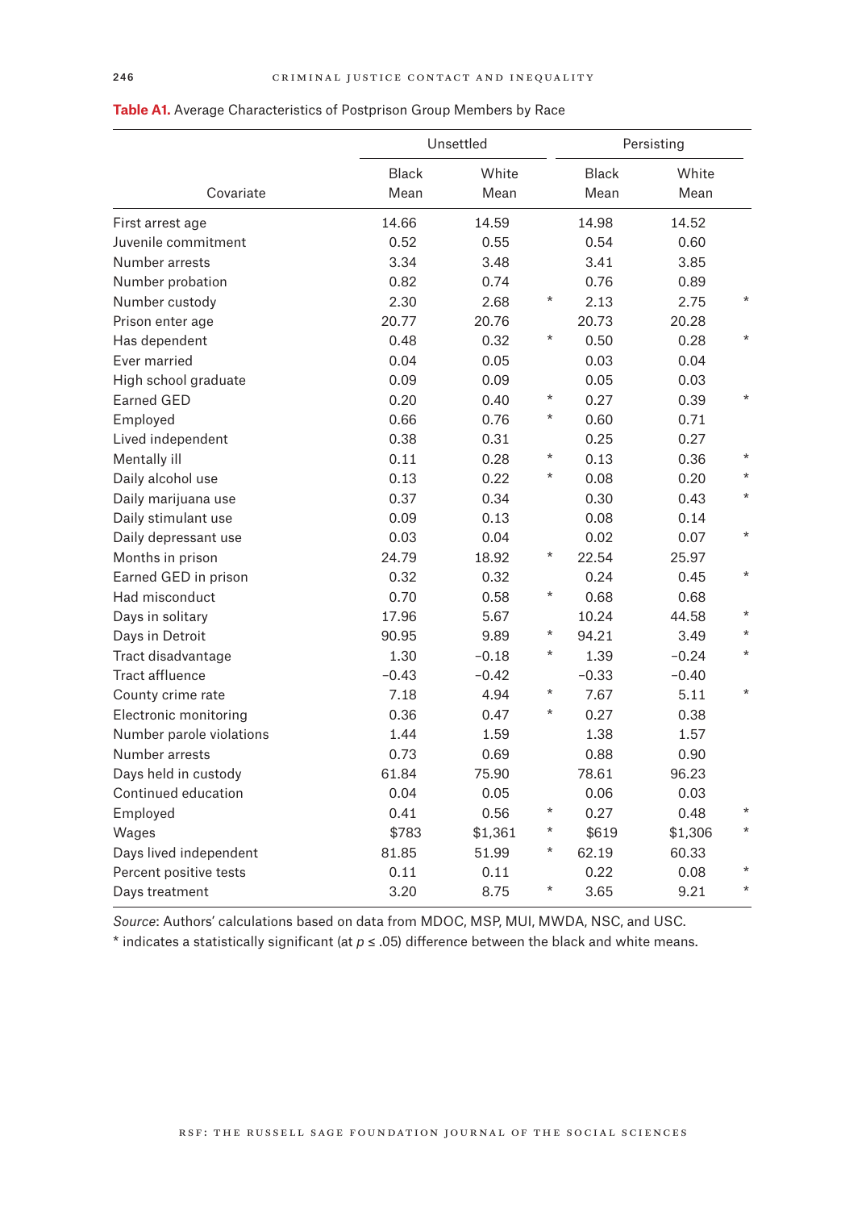**Table A1.** Average Characteristics of Postprison Group Members by Race

| Covariate | Unsettled | | | Persisting | | |
|---|---|---|---|---|---|---|
| | Black Mean | White Mean | | Black Mean | White Mean | |
| First arrest age | 14.66 | 14.59 | | 14.98 | 14.52 | |
| Juvenile commitment | 0.52 | 0.55 | | 0.54 | 0.60 | |
| Number arrests | 3.34 | 3.48 | | 3.41 | 3.85 | |
| Number probation | 0.82 | 0.74 | | 0.76 | 0.89 | |
| Number custody | 2.30 | 2.68 | * | 2.13 | 2.75 | * |
| Prison enter age | 20.77 | 20.76 | | 20.73 | 20.28 | |
| Has dependent | 0.48 | 0.32 | * | 0.50 | 0.28 | * |
| Ever married | 0.04 | 0.05 | | 0.03 | 0.04 | |
| High school graduate | 0.09 | 0.09 | | 0.05 | 0.03 | |
| Earned GED | 0.20 | 0.40 | * | 0.27 | 0.39 | * |
| Employed | 0.66 | 0.76 | * | 0.60 | 0.71 | |
| Lived independent | 0.38 | 0.31 | | 0.25 | 0.27 | |
| Mentally ill | 0.11 | 0.28 | * | 0.13 | 0.36 | * |
| Daily alcohol use | 0.13 | 0.22 | * | 0.08 | 0.20 | * |
| Daily marijuana use | 0.37 | 0.34 | | 0.30 | 0.43 | * |
| Daily stimulant use | 0.09 | 0.13 | | 0.08 | 0.14 | |
| Daily depressant use | 0.03 | 0.04 | | 0.02 | 0.07 | * |
| Months in prison | 24.79 | 18.92 | * | 22.54 | 25.97 | |
| Earned GED in prison | 0.32 | 0.32 | | 0.24 | 0.45 | * |
| Had misconduct | 0.70 | 0.58 | * | 0.68 | 0.68 | |
| Days in solitary | 17.96 | 5.67 | | 10.24 | 44.58 | * |
| Days in Detroit | 90.95 | 9.89 | * | 94.21 | 3.49 | * |
| Tract disadvantage | 1.30 | −0.18 | * | 1.39 | −0.24 | * |
| Tract affluence | −0.43 | −0.42 | | −0.33 | −0.40 | |
| County crime rate | 7.18 | 4.94 | * | 7.67 | 5.11 | * |
| Electronic monitoring | 0.36 | 0.47 | * | 0.27 | 0.38 | |
| Number parole violations | 1.44 | 1.59 | | 1.38 | 1.57 | |
| Number arrests | 0.73 | 0.69 | | 0.88 | 0.90 | |
| Days held in custody | 61.84 | 75.90 | | 78.61 | 96.23 | |
| Continued education | 0.04 | 0.05 | | 0.06 | 0.03 | |
| Employed | 0.41 | 0.56 | * | 0.27 | 0.48 | * |
| Wages | $783 | $1,361 | * | $619 | $1,306 | * |
| Days lived independent | 81.85 | 51.99 | * | 62.19 | 60.33 | |
| Percent positive tests | 0.11 | 0.11 | | 0.22 | 0.08 | * |
| Days treatment | 3.20 | 8.75 | * | 3.65 | 9.21 | * |

*Source*: Authors' calculations based on data from MDOC, MSP, MUI, MWDA, NSC, and USC.

* indicates a statistically significant (at $p \leq .05$) difference between the black and white means.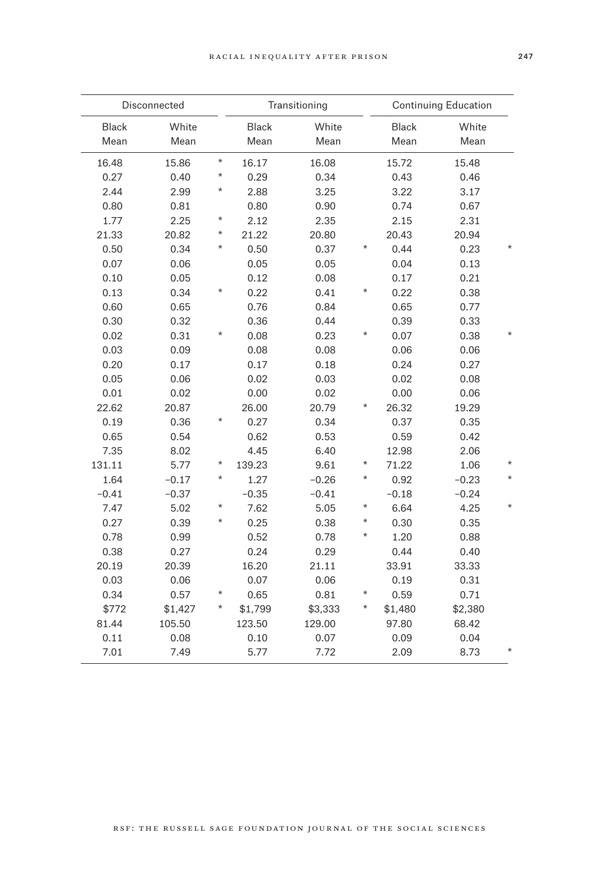| Disconnected | | | Transitioning | | | Continuing Education | | |
|---|---|---|---|---|---|---|---|---|
| Black Mean | White Mean | | Black Mean | White Mean | | Black Mean | White Mean | |
| 16.48 | 15.86 | * | 16.17 | 16.08 | | 15.72 | 15.48 | |
| 0.27 | 0.40 | * | 0.29 | 0.34 | | 0.43 | 0.46 | |
| 2.44 | 2.99 | * | 2.88 | 3.25 | | 3.22 | 3.17 | |
| 0.80 | 0.81 | | 0.80 | 0.90 | | 0.74 | 0.67 | |
| 1.77 | 2.25 | * | 2.12 | 2.35 | | 2.15 | 2.31 | |
| 21.33 | 20.82 | * | 21.22 | 20.80 | | 20.43 | 20.94 | |
| 0.50 | 0.34 | * | 0.50 | 0.37 | * | 0.44 | 0.23 | * |
| 0.07 | 0.06 | | 0.05 | 0.05 | | 0.04 | 0.13 | |
| 0.10 | 0.05 | | 0.12 | 0.08 | | 0.17 | 0.21 | |
| 0.13 | 0.34 | * | 0.22 | 0.41 | * | 0.22 | 0.38 | |
| 0.60 | 0.65 | | 0.76 | 0.84 | | 0.65 | 0.77 | |
| 0.30 | 0.32 | | 0.36 | 0.44 | | 0.39 | 0.33 | |
| 0.02 | 0.31 | * | 0.08 | 0.23 | * | 0.07 | 0.38 | * |
| 0.03 | 0.09 | | 0.08 | 0.08 | | 0.06 | 0.06 | |
| 0.20 | 0.17 | | 0.17 | 0.18 | | 0.24 | 0.27 | |
| 0.05 | 0.06 | | 0.02 | 0.03 | | 0.02 | 0.08 | |
| 0.01 | 0.02 | | 0.00 | 0.02 | | 0.00 | 0.06 | |
| 22.62 | 20.87 | | 26.00 | 20.79 | * | 26.32 | 19.29 | |
| 0.19 | 0.36 | * | 0.27 | 0.34 | | 0.37 | 0.35 | |
| 0.65 | 0.54 | | 0.62 | 0.53 | | 0.59 | 0.42 | |
| 7.35 | 8.02 | | 4.45 | 6.40 | | 12.98 | 2.06 | |
| 131.11 | 5.77 | * | 139.23 | 9.61 | * | 71.22 | 1.06 | * |
| 1.64 | −0.17 | * | 1.27 | −0.26 | * | 0.92 | −0.23 | * |
| −0.41 | −0.37 | | −0.35 | −0.41 | | −0.18 | −0.24 | |
| 7.47 | 5.02 | * | 7.62 | 5.05 | * | 6.64 | 4.25 | * |
| 0.27 | 0.39 | * | 0.25 | 0.38 | * | 0.30 | 0.35 | |
| 0.78 | 0.99 | | 0.52 | 0.78 | * | 1.20 | 0.88 | |
| 0.38 | 0.27 | | 0.24 | 0.29 | | 0.44 | 0.40 | |
| 20.19 | 20.39 | | 16.20 | 21.11 | | 33.91 | 33.33 | |
| 0.03 | 0.06 | | 0.07 | 0.06 | | 0.19 | 0.31 | |
| 0.34 | 0.57 | * | 0.65 | 0.81 | * | 0.59 | 0.71 | |
| $772 | $1,427 | * | $1,799 | $3,333 | * | $1,480 | $2,380 | |
| 81.44 | 105.50 | | 123.50 | 129.00 | | 97.80 | 68.42 | |
| 0.11 | 0.08 | | 0.10 | 0.07 | | 0.09 | 0.04 | |
| 7.01 | 7.49 | | 5.77 | 7.72 | | 2.09 | 8.73 | * |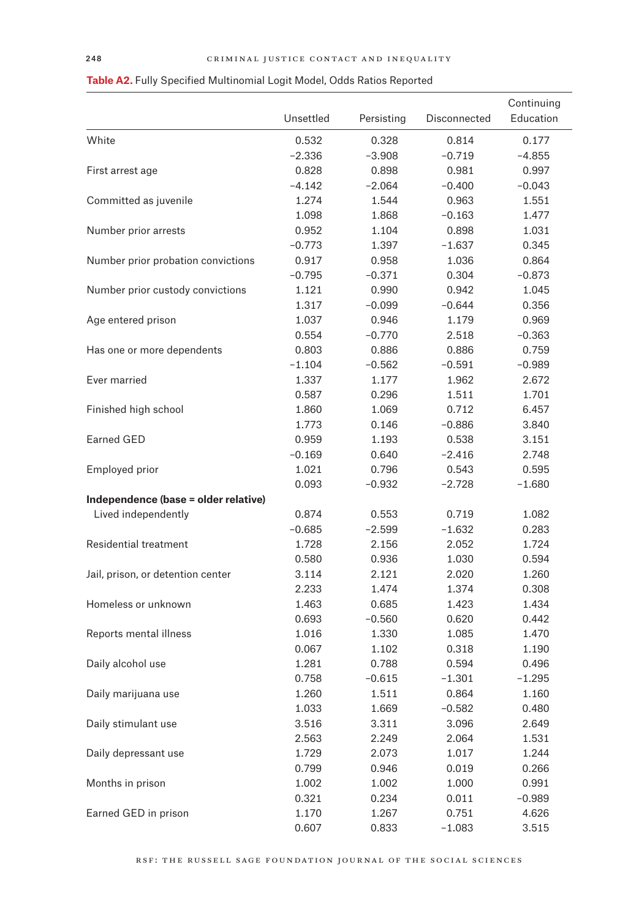**Table A2.** Fully Specified Multinomial Logit Model, Odds Ratios Reported

| | Unsettled | Persisting | Disconnected | Continuing Education |
|---|---|---|---|---|
| White | 0.532 | 0.328 | 0.814 | 0.177 |
| | −2.336 | −3.908 | −0.719 | −4.855 |
| First arrest age | 0.828 | 0.898 | 0.981 | 0.997 |
| | −4.142 | −2.064 | −0.400 | −0.043 |
| Committed as juvenile | 1.274 | 1.544 | 0.963 | 1.551 |
| | 1.098 | 1.868 | −0.163 | 1.477 |
| Number prior arrests | 0.952 | 1.104 | 0.898 | 1.031 |
| | −0.773 | 1.397 | −1.637 | 0.345 |
| Number prior probation convictions | 0.917 | 0.958 | 1.036 | 0.864 |
| | −0.795 | −0.371 | 0.304 | −0.873 |
| Number prior custody convictions | 1.121 | 0.990 | 0.942 | 1.045 |
| | 1.317 | −0.099 | −0.644 | 0.356 |
| Age entered prison | 1.037 | 0.946 | 1.179 | 0.969 |
| | 0.554 | −0.770 | 2.518 | −0.363 |
| Has one or more dependents | 0.803 | 0.886 | 0.886 | 0.759 |
| | −1.104 | −0.562 | −0.591 | −0.989 |
| Ever married | 1.337 | 1.177 | 1.962 | 2.672 |
| | 0.587 | 0.296 | 1.511 | 1.701 |
| Finished high school | 1.860 | 1.069 | 0.712 | 6.457 |
| | 1.773 | 0.146 | −0.886 | 3.840 |
| Earned GED | 0.959 | 1.193 | 0.538 | 3.151 |
| | −0.169 | 0.640 | −2.416 | 2.748 |
| Employed prior | 1.021 | 0.796 | 0.543 | 0.595 |
| | 0.093 | −0.932 | −2.728 | −1.680 |
| **Independence (base = older relative)** | | | | |
| Lived independently | 0.874 | 0.553 | 0.719 | 1.082 |
| | −0.685 | −2.599 | −1.632 | 0.283 |
| Residential treatment | 1.728 | 2.156 | 2.052 | 1.724 |
| | 0.580 | 0.936 | 1.030 | 0.594 |
| Jail, prison, or detention center | 3.114 | 2.121 | 2.020 | 1.260 |
| | 2.233 | 1.474 | 1.374 | 0.308 |
| Homeless or unknown | 1.463 | 0.685 | 1.423 | 1.434 |
| | 0.693 | −0.560 | 0.620 | 0.442 |
| Reports mental illness | 1.016 | 1.330 | 1.085 | 1.470 |
| | 0.067 | 1.102 | 0.318 | 1.190 |
| Daily alcohol use | 1.281 | 0.788 | 0.594 | 0.496 |
| | 0.758 | −0.615 | −1.301 | −1.295 |
| Daily marijuana use | 1.260 | 1.511 | 0.864 | 1.160 |
| | 1.033 | 1.669 | −0.582 | 0.480 |
| Daily stimulant use | 3.516 | 3.311 | 3.096 | 2.649 |
| | 2.563 | 2.249 | 2.064 | 1.531 |
| Daily depressant use | 1.729 | 2.073 | 1.017 | 1.244 |
| | 0.799 | 0.946 | 0.019 | 0.266 |
| Months in prison | 1.002 | 1.002 | 1.000 | 0.991 |
| | 0.321 | 0.234 | 0.011 | −0.989 |
| Earned GED in prison | 1.170 | 1.267 | 0.751 | 4.626 |
| | 0.607 | 0.833 | −1.083 | 3.515 |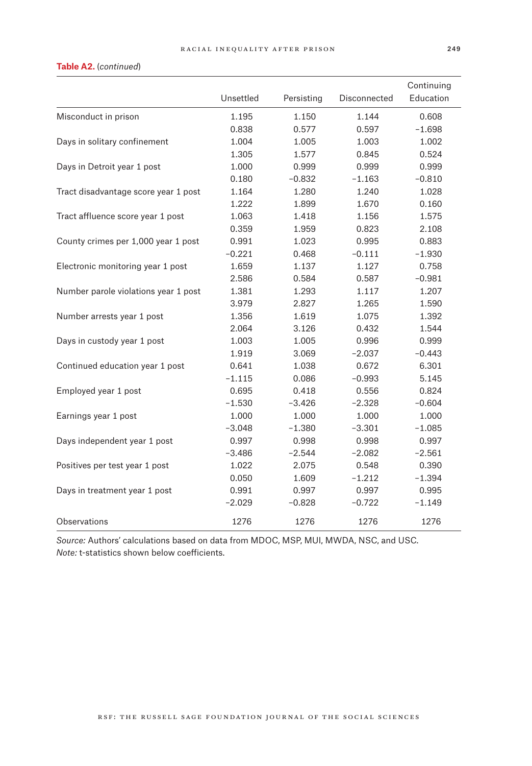**Table A2.** (*continued*)

| | Unsettled | Persisting | Disconnected | Continuing Education |
|---|---|---|---|---|
| Misconduct in prison | 1.195 | 1.150 | 1.144 | 0.608 |
| | 0.838 | 0.577 | 0.597 | −1.698 |
| Days in solitary confinement | 1.004 | 1.005 | 1.003 | 1.002 |
| | 1.305 | 1.577 | 0.845 | 0.524 |
| Days in Detroit year 1 post | 1.000 | 0.999 | 0.999 | 0.999 |
| | 0.180 | −0.832 | −1.163 | −0.810 |
| Tract disadvantage score year 1 post | 1.164 | 1.280 | 1.240 | 1.028 |
| | 1.222 | 1.899 | 1.670 | 0.160 |
| Tract affluence score year 1 post | 1.063 | 1.418 | 1.156 | 1.575 |
| | 0.359 | 1.959 | 0.823 | 2.108 |
| County crimes per 1,000 year 1 post | 0.991 | 1.023 | 0.995 | 0.883 |
| | −0.221 | 0.468 | −0.111 | −1.930 |
| Electronic monitoring year 1 post | 1.659 | 1.137 | 1.127 | 0.758 |
| | 2.586 | 0.584 | 0.587 | −0.981 |
| Number parole violations year 1 post | 1.381 | 1.293 | 1.117 | 1.207 |
| | 3.979 | 2.827 | 1.265 | 1.590 |
| Number arrests year 1 post | 1.356 | 1.619 | 1.075 | 1.392 |
| | 2.064 | 3.126 | 0.432 | 1.544 |
| Days in custody year 1 post | 1.003 | 1.005 | 0.996 | 0.999 |
| | 1.919 | 3.069 | −2.037 | −0.443 |
| Continued education year 1 post | 0.641 | 1.038 | 0.672 | 6.301 |
| | −1.115 | 0.086 | −0.993 | 5.145 |
| Employed year 1 post | 0.695 | 0.418 | 0.556 | 0.824 |
| | −1.530 | −3.426 | −2.328 | −0.604 |
| Earnings year 1 post | 1.000 | 1.000 | 1.000 | 1.000 |
| | −3.048 | −1.380 | −3.301 | −1.085 |
| Days independent year 1 post | 0.997 | 0.998 | 0.998 | 0.997 |
| | −3.486 | −2.544 | −2.082 | −2.561 |
| Positives per test year 1 post | 1.022 | 2.075 | 0.548 | 0.390 |
| | 0.050 | 1.609 | −1.212 | −1.394 |
| Days in treatment year 1 post | 0.991 | 0.997 | 0.997 | 0.995 |
| | −2.029 | −0.828 | −0.722 | −1.149 |
| Observations | 1276 | 1276 | 1276 | 1276 |

*Source:* Authors' calculations based on data from MDOC, MSP, MUI, MWDA, NSC, and USC.
*Note:* t-statistics shown below coefficients.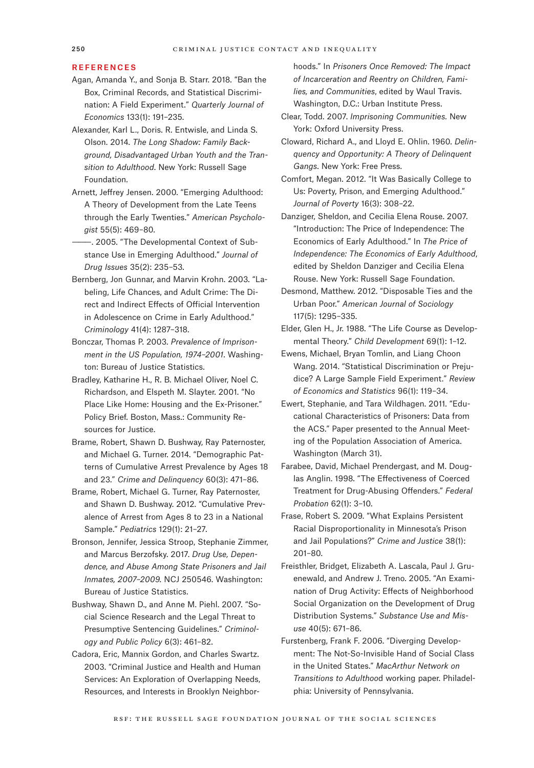## REFERENCES

Agan, Amanda Y., and Sonja B. Starr. 2018. "Ban the Box, Criminal Records, and Statistical Discrimination: A Field Experiment." *Quarterly Journal of Economics* 133(1): 191–235.

Alexander, Karl L., Doris. R. Entwisle, and Linda S. Olson. 2014. *The Long Shadow: Family Background, Disadvantaged Urban Youth and the Transition to Adulthood*. New York: Russell Sage Foundation.

Arnett, Jeffrey Jensen. 2000. "Emerging Adulthood: A Theory of Development from the Late Teens through the Early Twenties." *American Psychologist* 55(5): 469–80.

———. 2005. "The Developmental Context of Substance Use in Emerging Adulthood." *Journal of Drug Issues* 35(2): 235–53.

Bernberg, Jon Gunnar, and Marvin Krohn. 2003. "Labeling, Life Chances, and Adult Crime: The Direct and Indirect Effects of Official Intervention in Adolescence on Crime in Early Adulthood." *Criminology* 41(4): 1287–318.

Bonczar, Thomas P. 2003. *Prevalence of Imprisonment in the US Population, 1974–2001*. Washington: Bureau of Justice Statistics.

Bradley, Katharine H., R. B. Michael Oliver, Noel C. Richardson, and Elspeth M. Slayter. 2001. "No Place Like Home: Housing and the Ex-Prisoner." Policy Brief. Boston, Mass.: Community Resources for Justice.

Brame, Robert, Shawn D. Bushway, Ray Paternoster, and Michael G. Turner. 2014. "Demographic Patterns of Cumulative Arrest Prevalence by Ages 18 and 23." *Crime and Delinquency* 60(3): 471–86.

Brame, Robert, Michael G. Turner, Ray Paternoster, and Shawn D. Bushway. 2012. "Cumulative Prevalence of Arrest from Ages 8 to 23 in a National Sample." *Pediatrics* 129(1): 21–27.

Bronson, Jennifer, Jessica Stroop, Stephanie Zimmer, and Marcus Berzofsky. 2017. *Drug Use, Dependence, and Abuse Among State Prisoners and Jail Inmates, 2007–2009*. NCJ 250546. Washington: Bureau of Justice Statistics.

Bushway, Shawn D., and Anne M. Piehl. 2007. "Social Science Research and the Legal Threat to Presumptive Sentencing Guidelines." *Criminology and Public Policy* 6(3): 461–82.

Cadora, Eric, Mannix Gordon, and Charles Swartz. 2003. "Criminal Justice and Health and Human Services: An Exploration of Overlapping Needs, Resources, and Interests in Brooklyn Neighborhoods." In *Prisoners Once Removed: The Impact of Incarceration and Reentry on Children, Families, and Communities*, edited by Waul Travis. Washington, D.C.: Urban Institute Press.

Clear, Todd. 2007. *Imprisoning Communities.* New York: Oxford University Press.

Cloward, Richard A., and Lloyd E. Ohlin. 1960. *Delinquency and Opportunity: A Theory of Delinquent Gangs*. New York: Free Press.

Comfort, Megan. 2012. "It Was Basically College to Us: Poverty, Prison, and Emerging Adulthood." *Journal of Poverty* 16(3): 308–22.

Danziger, Sheldon, and Cecilia Elena Rouse. 2007. "Introduction: The Price of Independence: The Economics of Early Adulthood." In *The Price of Independence: The Economics of Early Adulthood*, edited by Sheldon Danziger and Cecilia Elena Rouse. New York: Russell Sage Foundation.

Desmond, Matthew. 2012. "Disposable Ties and the Urban Poor." *American Journal of Sociology* 117(5): 1295–335.

Elder, Glen H., Jr. 1988. "The Life Course as Developmental Theory." *Child Development* 69(1): 1–12.

Ewens, Michael, Bryan Tomlin, and Liang Choon Wang. 2014. "Statistical Discrimination or Prejudice? A Large Sample Field Experiment." *Review of Economics and Statistics* 96(1): 119–34.

Ewert, Stephanie, and Tara Wildhagen. 2011. "Educational Characteristics of Prisoners: Data from the ACS." Paper presented to the Annual Meeting of the Population Association of America. Washington (March 31).

Farabee, David, Michael Prendergast, and M. Douglas Anglin. 1998. "The Effectiveness of Coerced Treatment for Drug-Abusing Offenders." *Federal Probation* 62(1): 3–10.

Frase, Robert S. 2009. "What Explains Persistent Racial Disproportionality in Minnesota's Prison and Jail Populations?" *Crime and Justice* 38(1): 201–80.

Freisthler, Bridget, Elizabeth A. Lascala, Paul J. Gruenewald, and Andrew J. Treno. 2005. "An Examination of Drug Activity: Effects of Neighborhood Social Organization on the Development of Drug Distribution Systems." *Substance Use and Misuse* 40(5): 671–86.

Furstenberg, Frank F. 2006. "Diverging Development: The Not-So-Invisible Hand of Social Class in the United States." *MacArthur Network on Transitions to Adulthood* working paper. Philadelphia: University of Pennsylvania.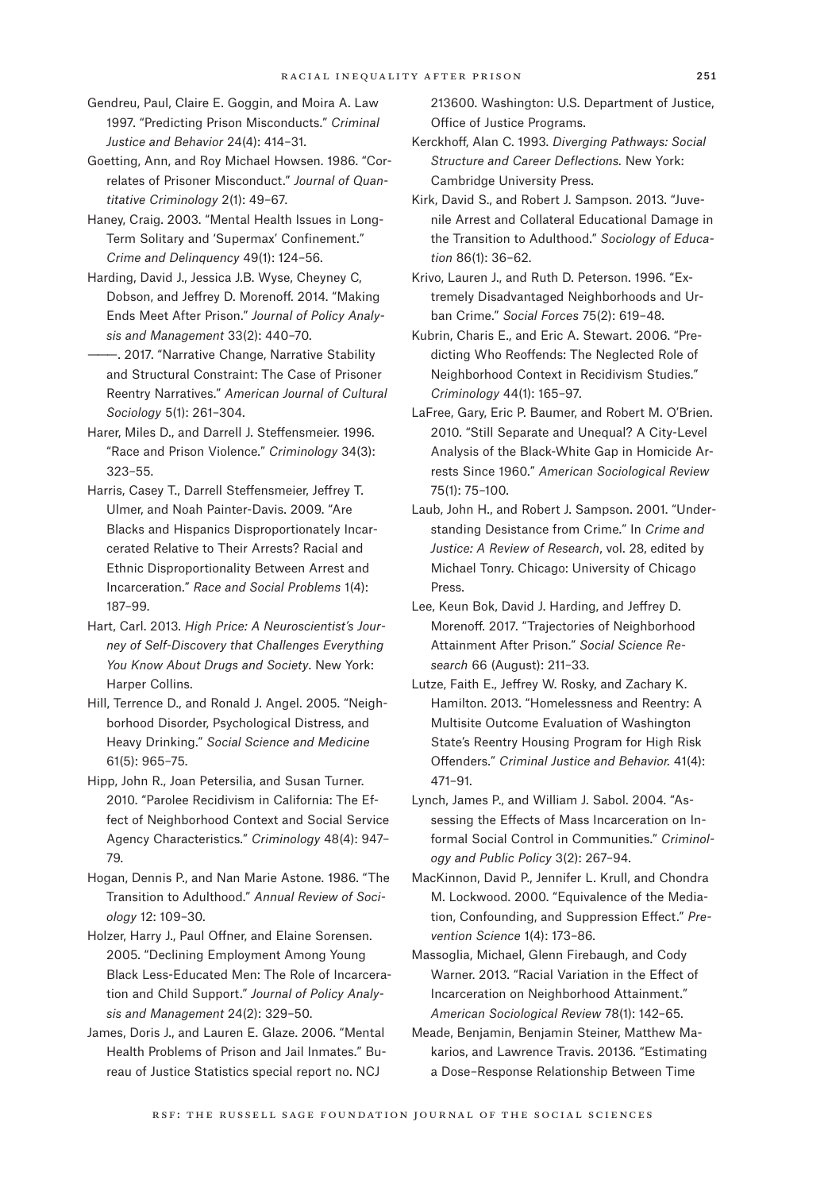Gendreu, Paul, Claire E. Goggin, and Moira A. Law 1997. "Predicting Prison Misconducts." *Criminal Justice and Behavior* 24(4): 414–31.

Goetting, Ann, and Roy Michael Howsen. 1986. "Correlates of Prisoner Misconduct." *Journal of Quantitative Criminology* 2(1): 49–67.

Haney, Craig. 2003. "Mental Health Issues in Long-Term Solitary and 'Supermax' Confinement." *Crime and Delinquency* 49(1): 124–56.

Harding, David J., Jessica J.B. Wyse, Cheyney C, Dobson, and Jeffrey D. Morenoff. 2014. "Making Ends Meet After Prison." *Journal of Policy Analysis and Management* 33(2): 440–70.

———. 2017. "Narrative Change, Narrative Stability and Structural Constraint: The Case of Prisoner Reentry Narratives." *American Journal of Cultural Sociology* 5(1): 261–304.

Harer, Miles D., and Darrell J. Steffensmeier. 1996. "Race and Prison Violence." *Criminology* 34(3): 323–55.

Harris, Casey T., Darrell Steffensmeier, Jeffrey T. Ulmer, and Noah Painter-Davis. 2009. "Are Blacks and Hispanics Disproportionately Incarcerated Relative to Their Arrests? Racial and Ethnic Disproportionality Between Arrest and Incarceration." *Race and Social Problems* 1(4): 187–99.

Hart, Carl. 2013. *High Price: A Neuroscientist's Journey of Self-Discovery that Challenges Everything You Know About Drugs and Society*. New York: Harper Collins.

Hill, Terrence D., and Ronald J. Angel. 2005. "Neighborhood Disorder, Psychological Distress, and Heavy Drinking." *Social Science and Medicine* 61(5): 965–75.

Hipp, John R., Joan Petersilia, and Susan Turner. 2010. "Parolee Recidivism in California: The Effect of Neighborhood Context and Social Service Agency Characteristics." *Criminology* 48(4): 947–79.

Hogan, Dennis P., and Nan Marie Astone. 1986. "The Transition to Adulthood." *Annual Review of Sociology* 12: 109–30.

Holzer, Harry J., Paul Offner, and Elaine Sorensen. 2005. "Declining Employment Among Young Black Less-Educated Men: The Role of Incarceration and Child Support." *Journal of Policy Analysis and Management* 24(2): 329–50.

James, Doris J., and Lauren E. Glaze. 2006. "Mental Health Problems of Prison and Jail Inmates." Bureau of Justice Statistics special report no. NCJ 213600. Washington: U.S. Department of Justice, Office of Justice Programs.

Kerckhoff, Alan C. 1993. *Diverging Pathways: Social Structure and Career Deflections*. New York: Cambridge University Press.

Kirk, David S., and Robert J. Sampson. 2013. "Juvenile Arrest and Collateral Educational Damage in the Transition to Adulthood." *Sociology of Education* 86(1): 36–62.

Krivo, Lauren J., and Ruth D. Peterson. 1996. "Extremely Disadvantaged Neighborhoods and Urban Crime." *Social Forces* 75(2): 619–48.

Kubrin, Charis E., and Eric A. Stewart. 2006. "Predicting Who Reoffends: The Neglected Role of Neighborhood Context in Recidivism Studies." *Criminology* 44(1): 165–97.

LaFree, Gary, Eric P. Baumer, and Robert M. O'Brien. 2010. "Still Separate and Unequal? A City-Level Analysis of the Black-White Gap in Homicide Arrests Since 1960." *American Sociological Review* 75(1): 75–100.

Laub, John H., and Robert J. Sampson. 2001. "Understanding Desistance from Crime." In *Crime and Justice: A Review of Research*, vol. 28, edited by Michael Tonry. Chicago: University of Chicago Press.

Lee, Keun Bok, David J. Harding, and Jeffrey D. Morenoff. 2017. "Trajectories of Neighborhood Attainment After Prison." *Social Science Research* 66 (August): 211–33.

Lutze, Faith E., Jeffrey W. Rosky, and Zachary K. Hamilton. 2013. "Homelessness and Reentry: A Multisite Outcome Evaluation of Washington State's Reentry Housing Program for High Risk Offenders." *Criminal Justice and Behavior.* 41(4): 471–91.

Lynch, James P., and William J. Sabol. 2004. "Assessing the Effects of Mass Incarceration on Informal Social Control in Communities." *Criminology and Public Policy* 3(2): 267–94.

MacKinnon, David P., Jennifer L. Krull, and Chondra M. Lockwood. 2000. "Equivalence of the Mediation, Confounding, and Suppression Effect." *Prevention Science* 1(4): 173–86.

Massoglia, Michael, Glenn Firebaugh, and Cody Warner. 2013. "Racial Variation in the Effect of Incarceration on Neighborhood Attainment." *American Sociological Review* 78(1): 142–65.

Meade, Benjamin, Benjamin Steiner, Matthew Makarios, and Lawrence Travis. 20136. "Estimating a Dose–Response Relationship Between Time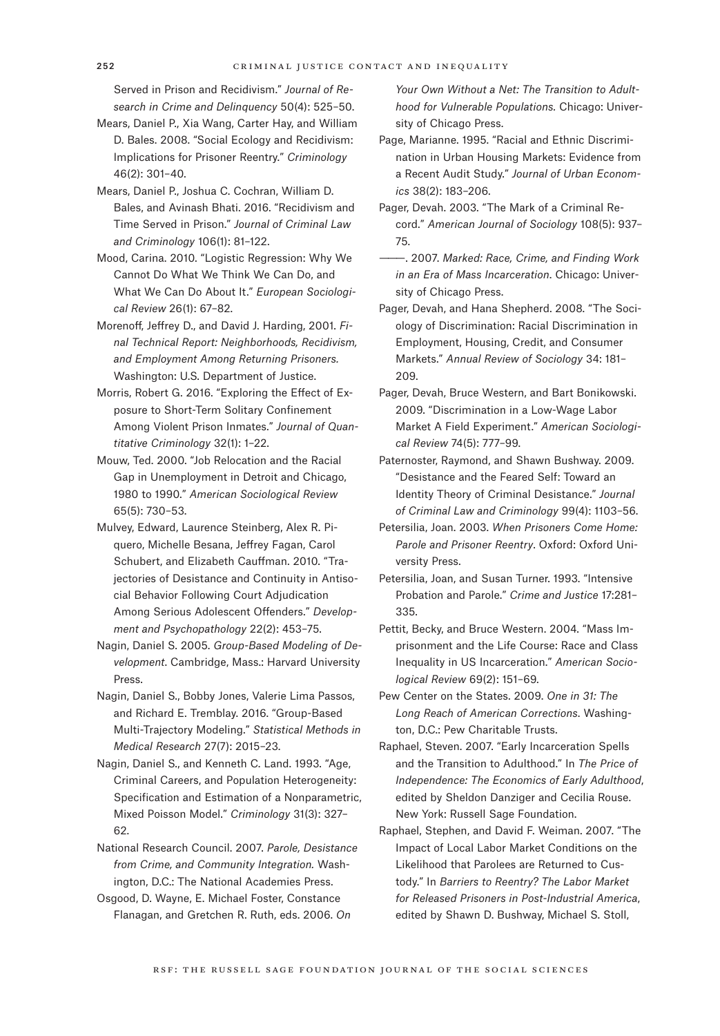Served in Prison and Recidivism." *Journal of Research in Crime and Delinquency* 50(4): 525–50.

Mears, Daniel P., Xia Wang, Carter Hay, and William D. Bales. 2008. "Social Ecology and Recidivism: Implications for Prisoner Reentry." *Criminology* 46(2): 301–40.

Mears, Daniel P., Joshua C. Cochran, William D. Bales, and Avinash Bhati. 2016. "Recidivism and Time Served in Prison." *Journal of Criminal Law and Criminology* 106(1): 81–122.

Mood, Carina. 2010. "Logistic Regression: Why We Cannot Do What We Think We Can Do, and What We Can Do About It." *European Sociological Review* 26(1): 67–82.

Morenoff, Jeffrey D., and David J. Harding, 2001. *Final Technical Report: Neighborhoods, Recidivism, and Employment Among Returning Prisoners*. Washington: U.S. Department of Justice.

Morris, Robert G. 2016. "Exploring the Effect of Exposure to Short-Term Solitary Confinement Among Violent Prison Inmates." *Journal of Quantitative Criminology* 32(1): 1–22.

Mouw, Ted. 2000. "Job Relocation and the Racial Gap in Unemployment in Detroit and Chicago, 1980 to 1990." *American Sociological Review* 65(5): 730–53.

Mulvey, Edward, Laurence Steinberg, Alex R. Piquero, Michelle Besana, Jeffrey Fagan, Carol Schubert, and Elizabeth Cauffman. 2010. "Trajectories of Desistance and Continuity in Antisocial Behavior Following Court Adjudication Among Serious Adolescent Offenders." *Development and Psychopathology* 22(2): 453–75.

Nagin, Daniel S. 2005. *Group-Based Modeling of Development*. Cambridge, Mass.: Harvard University Press.

Nagin, Daniel S., Bobby Jones, Valerie Lima Passos, and Richard E. Tremblay. 2016. "Group-Based Multi-Trajectory Modeling." *Statistical Methods in Medical Research* 27(7): 2015–23.

Nagin, Daniel S., and Kenneth C. Land. 1993. "Age, Criminal Careers, and Population Heterogeneity: Specification and Estimation of a Nonparametric, Mixed Poisson Model." *Criminology* 31(3): 327–62.

National Research Council. 2007. *Parole, Desistance from Crime, and Community Integration.* Washington, D.C.: The National Academies Press.

Osgood, D. Wayne, E. Michael Foster, Constance Flanagan, and Gretchen R. Ruth, eds. 2006. *On Your Own Without a Net: The Transition to Adulthood for Vulnerable Populations.* Chicago: University of Chicago Press.

Page, Marianne. 1995. "Racial and Ethnic Discrimination in Urban Housing Markets: Evidence from a Recent Audit Study." *Journal of Urban Economics* 38(2): 183–206.

Pager, Devah. 2003. "The Mark of a Criminal Record." *American Journal of Sociology* 108(5): 937–75.

———. 2007. *Marked: Race, Crime, and Finding Work in an Era of Mass Incarceration*. Chicago: University of Chicago Press.

Pager, Devah, and Hana Shepherd. 2008. "The Sociology of Discrimination: Racial Discrimination in Employment, Housing, Credit, and Consumer Markets." *Annual Review of Sociology* 34: 181–209.

Pager, Devah, Bruce Western, and Bart Bonikowski. 2009. "Discrimination in a Low-Wage Labor Market A Field Experiment." *American Sociological Review* 74(5): 777–99.

Paternoster, Raymond, and Shawn Bushway. 2009. "Desistance and the Feared Self: Toward an Identity Theory of Criminal Desistance." *Journal of Criminal Law and Criminology* 99(4): 1103–56.

Petersilia, Joan. 2003. *When Prisoners Come Home: Parole and Prisoner Reentry*. Oxford: Oxford University Press.

Petersilia, Joan, and Susan Turner. 1993. "Intensive Probation and Parole." *Crime and Justice* 17:281–335.

Pettit, Becky, and Bruce Western. 2004. "Mass Imprisonment and the Life Course: Race and Class Inequality in US Incarceration." *American Sociological Review* 69(2): 151–69.

Pew Center on the States. 2009. *One in 31: The Long Reach of American Corrections*. Washington, D.C.: Pew Charitable Trusts.

Raphael, Steven. 2007. "Early Incarceration Spells and the Transition to Adulthood." In *The Price of Independence: The Economics of Early Adulthood*, edited by Sheldon Danziger and Cecilia Rouse. New York: Russell Sage Foundation.

Raphael, Stephen, and David F. Weiman. 2007. "The Impact of Local Labor Market Conditions on the Likelihood that Parolees are Returned to Custody." In *Barriers to Reentry? The Labor Market for Released Prisoners in Post-Industrial America*, edited by Shawn D. Bushway, Michael S. Stoll,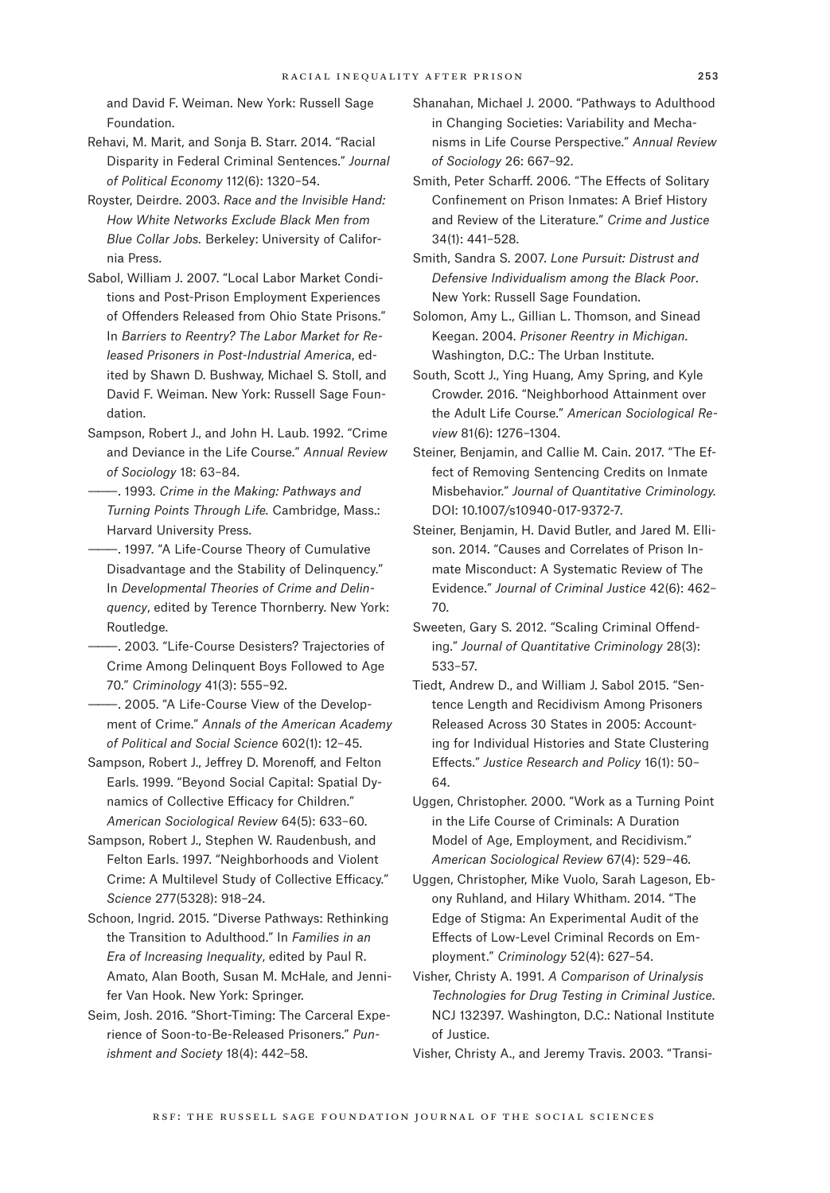and David F. Weiman. New York: Russell Sage Foundation.

Rehavi, M. Marit, and Sonja B. Starr. 2014. "Racial Disparity in Federal Criminal Sentences." *Journal of Political Economy* 112(6): 1320–54.

Royster, Deirdre. 2003. *Race and the Invisible Hand: How White Networks Exclude Black Men from Blue Collar Jobs.* Berkeley: University of California Press.

Sabol, William J. 2007. "Local Labor Market Conditions and Post-Prison Employment Experiences of Offenders Released from Ohio State Prisons." In *Barriers to Reentry? The Labor Market for Released Prisoners in Post-Industrial America*, edited by Shawn D. Bushway, Michael S. Stoll, and David F. Weiman. New York: Russell Sage Foundation.

Sampson, Robert J., and John H. Laub. 1992. "Crime and Deviance in the Life Course." *Annual Review of Sociology* 18: 63–84.

———. 1993. *Crime in the Making: Pathways and Turning Points Through Life.* Cambridge, Mass.: Harvard University Press.

———. 1997. "A Life-Course Theory of Cumulative Disadvantage and the Stability of Delinquency." In *Developmental Theories of Crime and Delinquency*, edited by Terence Thornberry. New York: Routledge.

———. 2003. "Life-Course Desisters? Trajectories of Crime Among Delinquent Boys Followed to Age 70." *Criminology* 41(3): 555–92.

———. 2005. "A Life-Course View of the Development of Crime." *Annals of the American Academy of Political and Social Science* 602(1): 12–45.

Sampson, Robert J., Jeffrey D. Morenoff, and Felton Earls. 1999. "Beyond Social Capital: Spatial Dynamics of Collective Efficacy for Children." *American Sociological Review* 64(5): 633–60.

Sampson, Robert J., Stephen W. Raudenbush, and Felton Earls. 1997. "Neighborhoods and Violent Crime: A Multilevel Study of Collective Efficacy." *Science* 277(5328): 918–24.

Schoon, Ingrid. 2015. "Diverse Pathways: Rethinking the Transition to Adulthood." In *Families in an Era of Increasing Inequality*, edited by Paul R. Amato, Alan Booth, Susan M. McHale, and Jennifer Van Hook. New York: Springer.

Seim, Josh. 2016. "Short-Timing: The Carceral Experience of Soon-to-Be-Released Prisoners." *Punishment and Society* 18(4): 442–58.

Shanahan, Michael J. 2000. "Pathways to Adulthood in Changing Societies: Variability and Mechanisms in Life Course Perspective." *Annual Review of Sociology* 26: 667–92.

Smith, Peter Scharff. 2006. "The Effects of Solitary Confinement on Prison Inmates: A Brief History and Review of the Literature." *Crime and Justice* 34(1): 441–528.

Smith, Sandra S. 2007. *Lone Pursuit: Distrust and Defensive Individualism among the Black Poor*. New York: Russell Sage Foundation.

Solomon, Amy L., Gillian L. Thomson, and Sinead Keegan. 2004. *Prisoner Reentry in Michigan*. Washington, D.C.: The Urban Institute.

South, Scott J., Ying Huang, Amy Spring, and Kyle Crowder. 2016. "Neighborhood Attainment over the Adult Life Course." *American Sociological Review* 81(6): 1276–1304.

Steiner, Benjamin, and Callie M. Cain. 2017. "The Effect of Removing Sentencing Credits on Inmate Misbehavior." *Journal of Quantitative Criminology.* DOI: 10.1007/s10940-017-9372-7.

Steiner, Benjamin, H. David Butler, and Jared M. Ellison. 2014. "Causes and Correlates of Prison Inmate Misconduct: A Systematic Review of The Evidence." *Journal of Criminal Justice* 42(6): 462–70.

Sweeten, Gary S. 2012. "Scaling Criminal Offending." *Journal of Quantitative Criminology* 28(3): 533–57.

Tiedt, Andrew D., and William J. Sabol 2015. "Sentence Length and Recidivism Among Prisoners Released Across 30 States in 2005: Accounting for Individual Histories and State Clustering Effects." *Justice Research and Policy* 16(1): 50–64.

Uggen, Christopher. 2000. "Work as a Turning Point in the Life Course of Criminals: A Duration Model of Age, Employment, and Recidivism." *American Sociological Review* 67(4): 529–46.

Uggen, Christopher, Mike Vuolo, Sarah Lageson, Ebony Ruhland, and Hilary Whitham. 2014. "The Edge of Stigma: An Experimental Audit of the Effects of Low-Level Criminal Records on Employment." *Criminology* 52(4): 627–54.

Visher, Christy A. 1991. *A Comparison of Urinalysis Technologies for Drug Testing in Criminal Justice*. NCJ 132397. Washington, D.C.: National Institute of Justice.

Visher, Christy A., and Jeremy Travis. 2003. "Transi-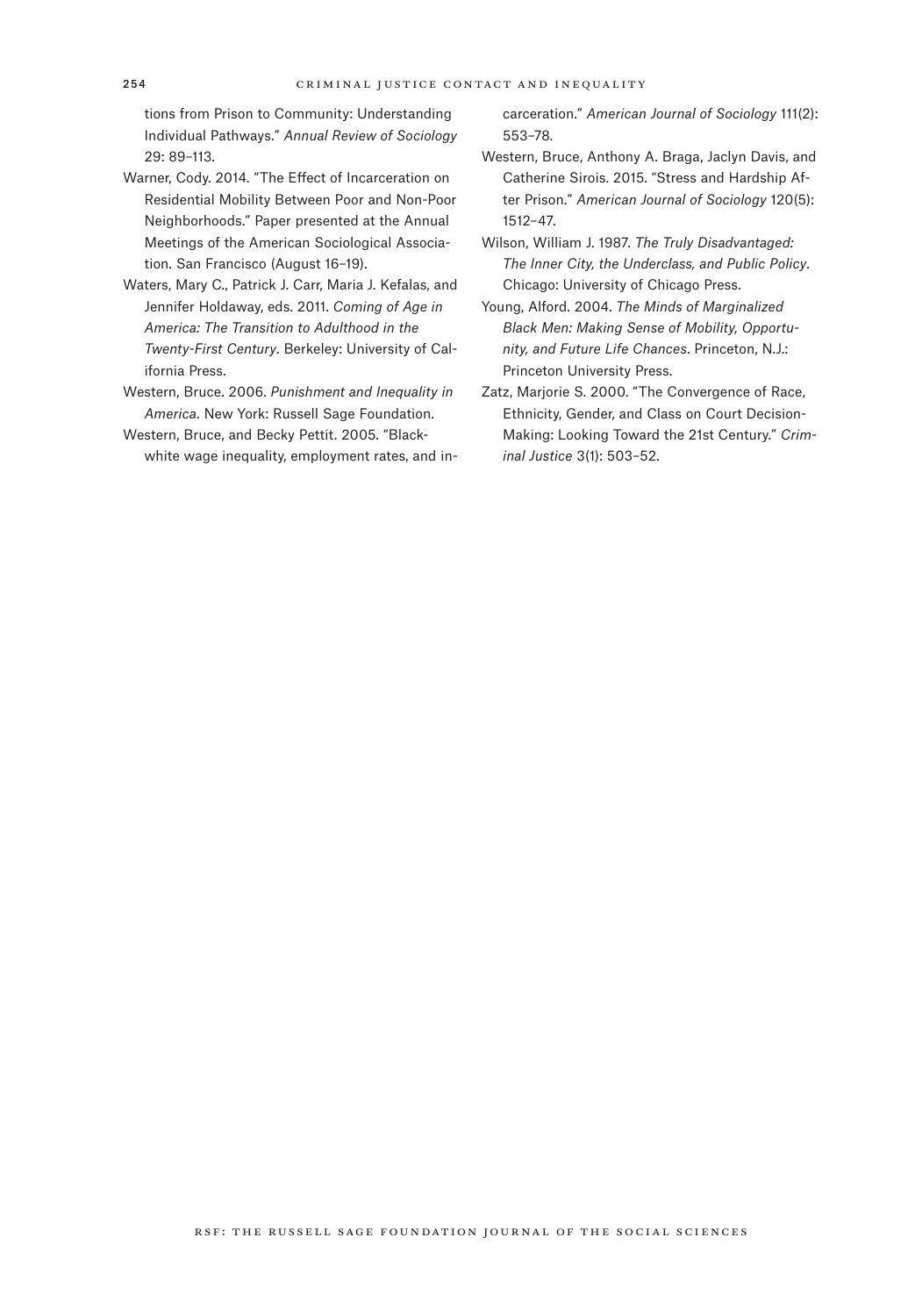tions from Prison to Community: Understanding Individual Pathways." *Annual Review of Sociology* 29: 89–113.

Warner, Cody. 2014. "The Effect of Incarceration on Residential Mobility Between Poor and Non-Poor Neighborhoods." Paper presented at the Annual Meetings of the American Sociological Association. San Francisco (August 16–19).

Waters, Mary C., Patrick J. Carr, Maria J. Kefalas, and Jennifer Holdaway, eds. 2011. *Coming of Age in America: The Transition to Adulthood in the Twenty-First Century*. Berkeley: University of California Press.

Western, Bruce. 2006. *Punishment and Inequality in America*. New York: Russell Sage Foundation.

Western, Bruce, and Becky Pettit. 2005. "Black-white wage inequality, employment rates, and incarceration." *American Journal of Sociology* 111(2): 553–78.

Western, Bruce, Anthony A. Braga, Jaclyn Davis, and Catherine Sirois. 2015. "Stress and Hardship After Prison." *American Journal of Sociology* 120(5): 1512–47.

Wilson, William J. 1987. *The Truly Disadvantaged: The Inner City, the Underclass, and Public Policy*. Chicago: University of Chicago Press.

Young, Alford. 2004. *The Minds of Marginalized Black Men: Making Sense of Mobility, Opportunity, and Future Life Chances*. Princeton, N.J.: Princeton University Press.

Zatz, Marjorie S. 2000. "The Convergence of Race, Ethnicity, Gender, and Class on Court Decision-Making: Looking Toward the 21st Century." *Criminal Justice* 3(1): 503–52.